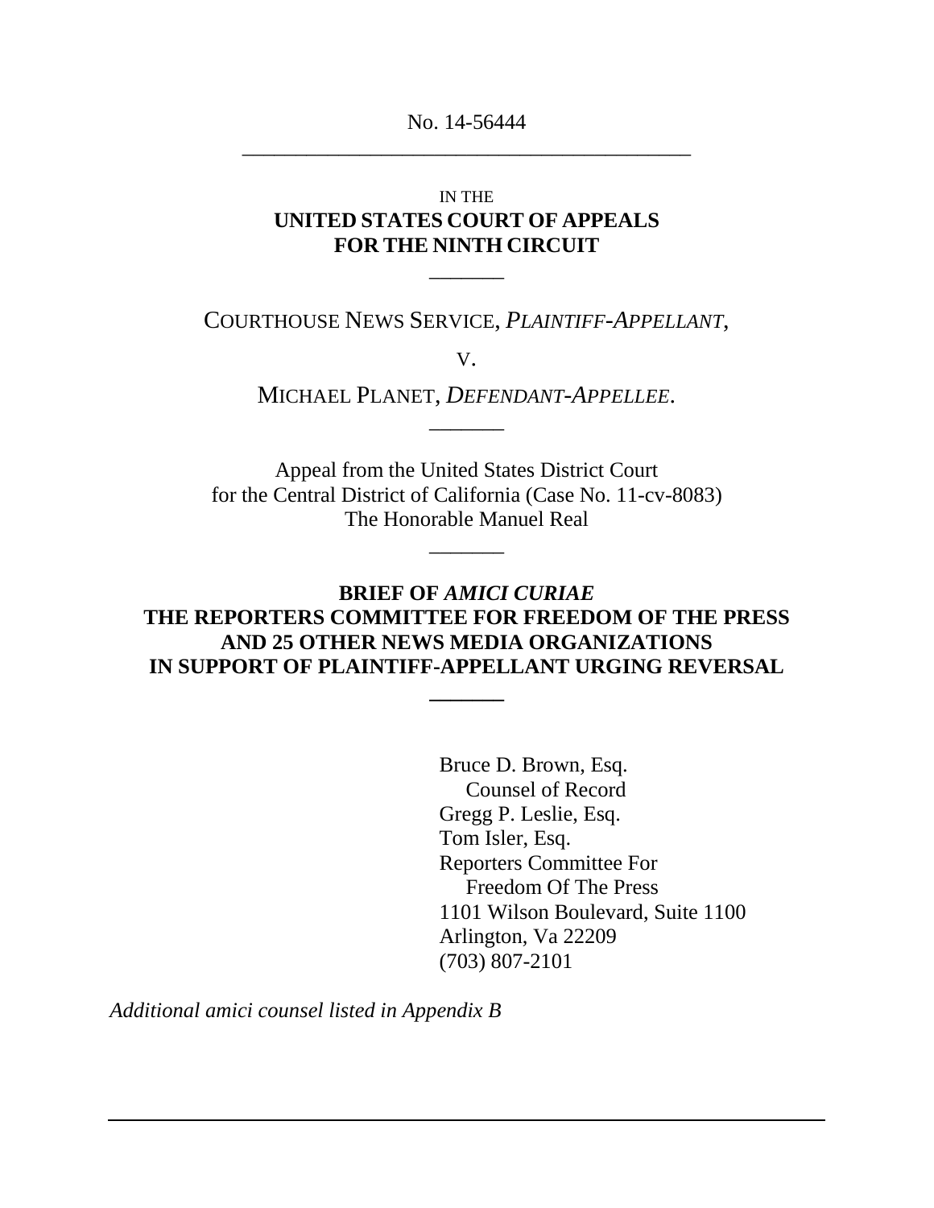No. 14-56444

---

IN THE

**UNITED STATES COURT OF APPEALS**
**FOR THE NINTH CIRCUIT**

---

COURTHOUSE NEWS SERVICE, *PLAINTIFF-APPELLANT*,

V.

MICHAEL PLANET, *DEFENDANT-APPELLEE*.

---

Appeal from the United States District Court
for the Central District of California (Case No. 11-cv-8083)
The Honorable Manuel Real

---

**BRIEF OF *AMICI CURIAE***
**THE REPORTERS COMMITTEE FOR FREEDOM OF THE PRESS**
**AND 25 OTHER NEWS MEDIA ORGANIZATIONS**
**IN SUPPORT OF PLAINTIFF-APPELLANT URGING REVERSAL**

---

Bruce D. Brown, Esq.
Counsel of Record
Gregg P. Leslie, Esq.
Tom Isler, Esq.
Reporters Committee For
Freedom Of The Press
1101 Wilson Boulevard, Suite 1100
Arlington, Va 22209
(703) 807-2101

*Additional amici counsel listed in Appendix B*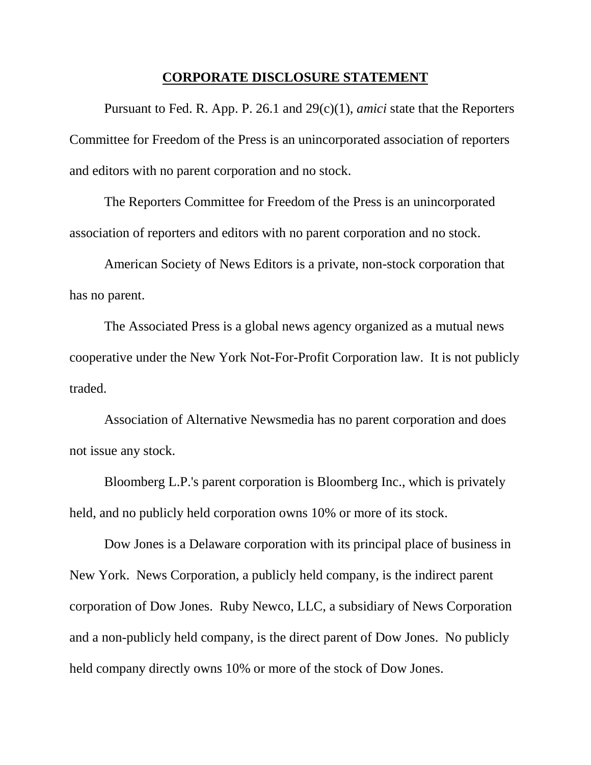## CORPORATE DISCLOSURE STATEMENT

Pursuant to Fed. R. App. P. 26.1 and 29(c)(1), *amici* state that the Reporters Committee for Freedom of the Press is an unincorporated association of reporters and editors with no parent corporation and no stock.

The Reporters Committee for Freedom of the Press is an unincorporated association of reporters and editors with no parent corporation and no stock.

American Society of News Editors is a private, non-stock corporation that has no parent.

The Associated Press is a global news agency organized as a mutual news cooperative under the New York Not-For-Profit Corporation law. It is not publicly traded.

Association of Alternative Newsmedia has no parent corporation and does not issue any stock.

Bloomberg L.P.'s parent corporation is Bloomberg Inc., which is privately held, and no publicly held corporation owns 10% or more of its stock.

Dow Jones is a Delaware corporation with its principal place of business in New York. News Corporation, a publicly held company, is the indirect parent corporation of Dow Jones. Ruby Newco, LLC, a subsidiary of News Corporation and a non-publicly held company, is the direct parent of Dow Jones. No publicly held company directly owns 10% or more of the stock of Dow Jones.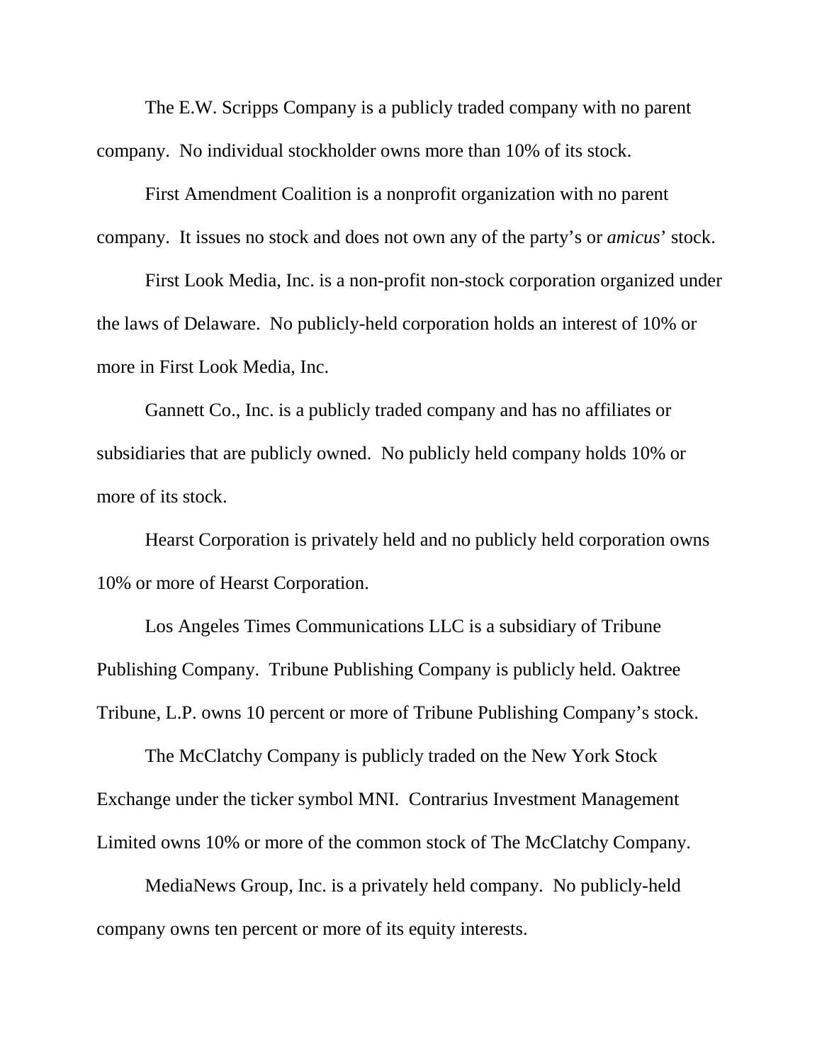The E.W. Scripps Company is a publicly traded company with no parent company. No individual stockholder owns more than 10% of its stock.

First Amendment Coalition is a nonprofit organization with no parent company. It issues no stock and does not own any of the party's or *amicus*' stock.

First Look Media, Inc. is a non-profit non-stock corporation organized under the laws of Delaware. No publicly-held corporation holds an interest of 10% or more in First Look Media, Inc.

Gannett Co., Inc. is a publicly traded company and has no affiliates or subsidiaries that are publicly owned. No publicly held company holds 10% or more of its stock.

Hearst Corporation is privately held and no publicly held corporation owns 10% or more of Hearst Corporation.

Los Angeles Times Communications LLC is a subsidiary of Tribune Publishing Company. Tribune Publishing Company is publicly held. Oaktree Tribune, L.P. owns 10 percent or more of Tribune Publishing Company's stock.

The McClatchy Company is publicly traded on the New York Stock Exchange under the ticker symbol MNI. Contrarius Investment Management Limited owns 10% or more of the common stock of The McClatchy Company.

MediaNews Group, Inc. is a privately held company. No publicly-held company owns ten percent or more of its equity interests.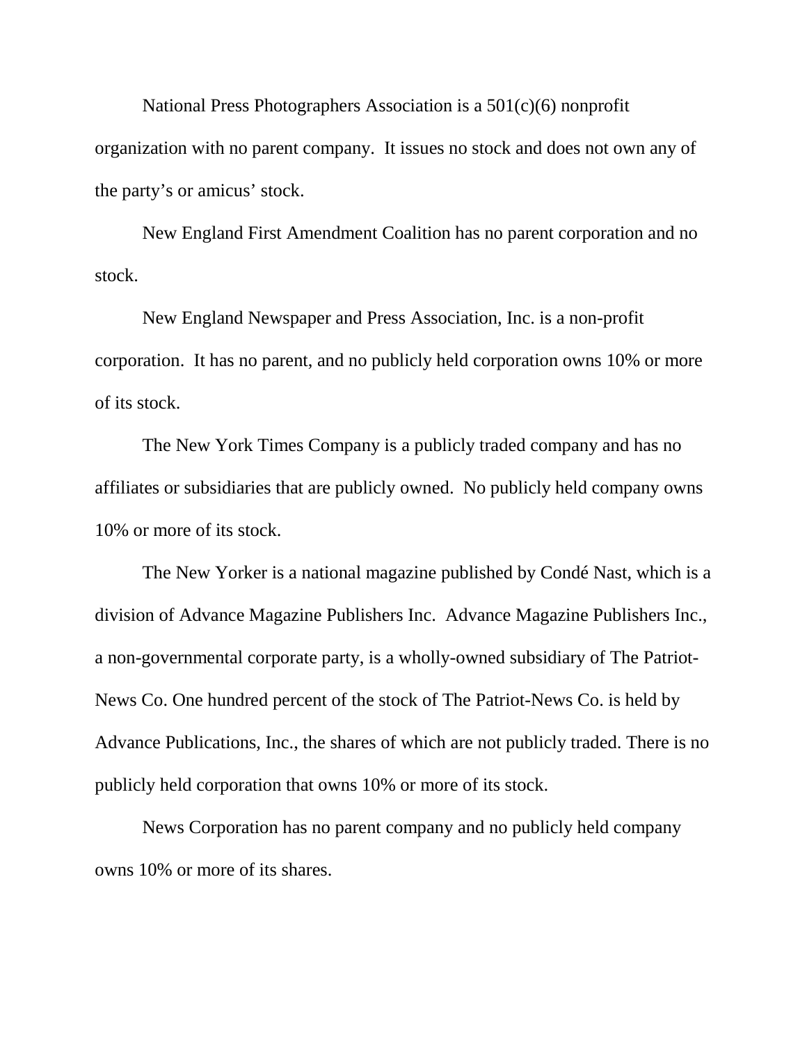National Press Photographers Association is a 501(c)(6) nonprofit organization with no parent company. It issues no stock and does not own any of the party's or amicus' stock.

New England First Amendment Coalition has no parent corporation and no stock.

New England Newspaper and Press Association, Inc. is a non-profit corporation. It has no parent, and no publicly held corporation owns 10% or more of its stock.

The New York Times Company is a publicly traded company and has no affiliates or subsidiaries that are publicly owned. No publicly held company owns 10% or more of its stock.

The New Yorker is a national magazine published by Condé Nast, which is a division of Advance Magazine Publishers Inc. Advance Magazine Publishers Inc., a non-governmental corporate party, is a wholly-owned subsidiary of The Patriot-News Co. One hundred percent of the stock of The Patriot-News Co. is held by Advance Publications, Inc., the shares of which are not publicly traded. There is no publicly held corporation that owns 10% or more of its stock.

News Corporation has no parent company and no publicly held company owns 10% or more of its shares.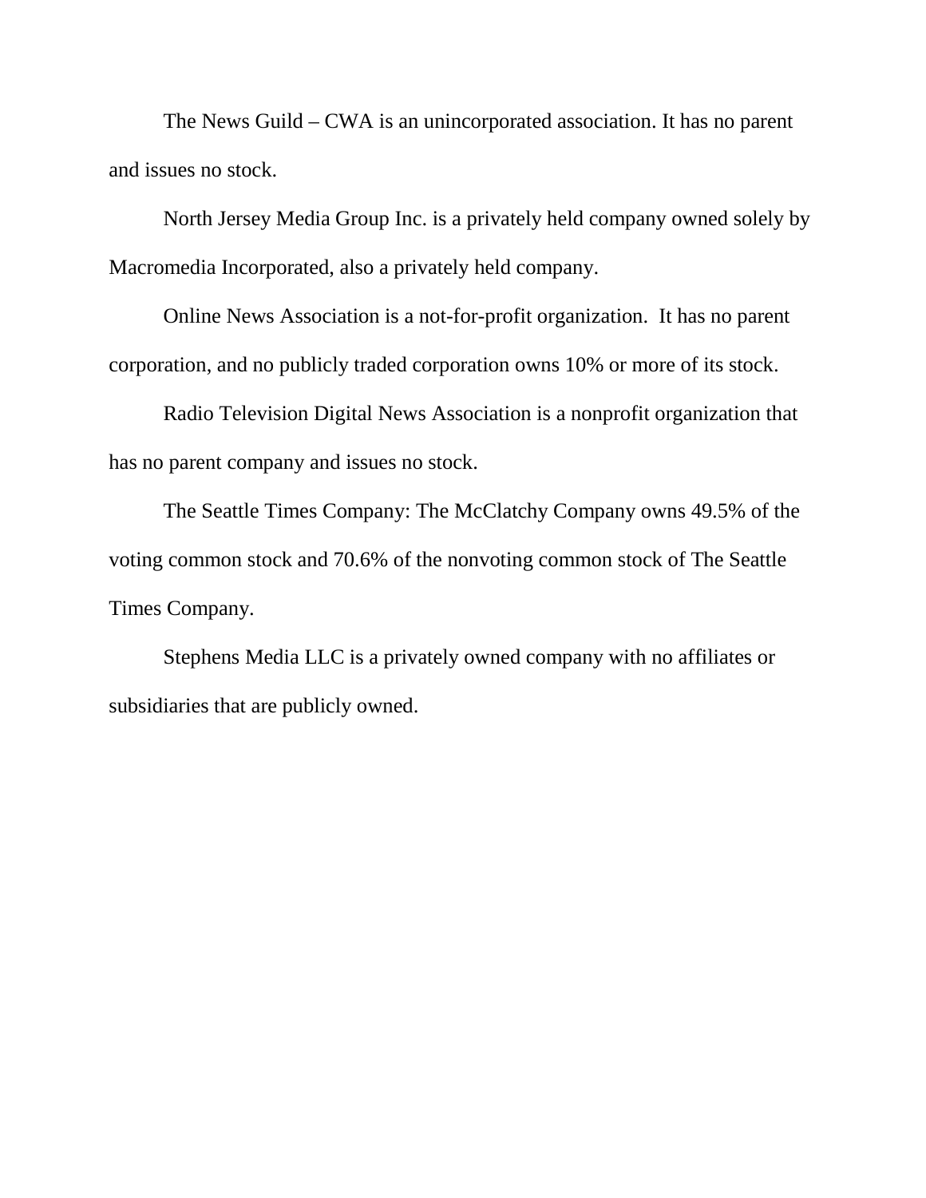The News Guild – CWA is an unincorporated association. It has no parent and issues no stock.

North Jersey Media Group Inc. is a privately held company owned solely by Macromedia Incorporated, also a privately held company.

Online News Association is a not-for-profit organization. It has no parent corporation, and no publicly traded corporation owns 10% or more of its stock.

Radio Television Digital News Association is a nonprofit organization that has no parent company and issues no stock.

The Seattle Times Company: The McClatchy Company owns 49.5% of the voting common stock and 70.6% of the nonvoting common stock of The Seattle Times Company.

Stephens Media LLC is a privately owned company with no affiliates or subsidiaries that are publicly owned.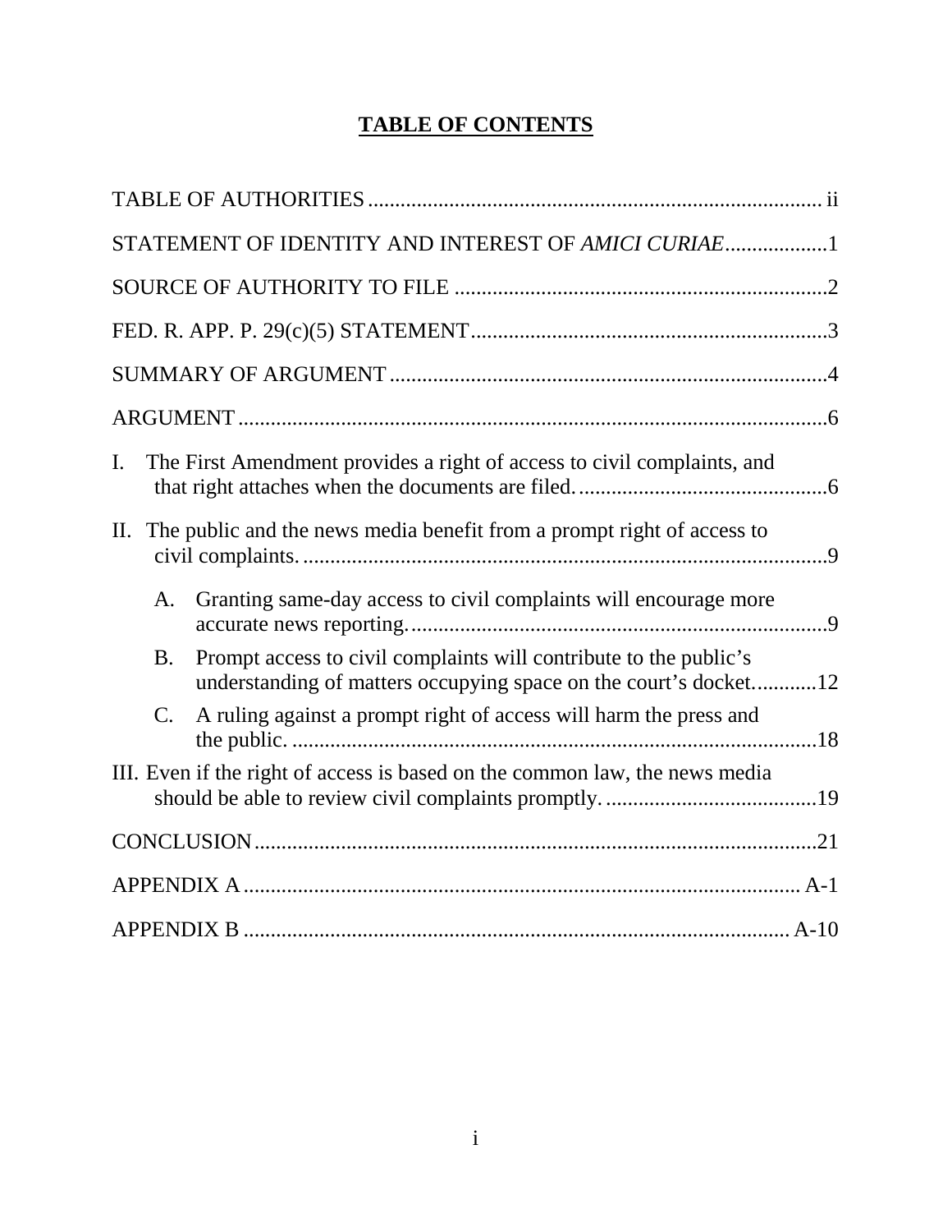# TABLE OF CONTENTS

TABLE OF AUTHORITIES ..................................................................................... ii

STATEMENT OF IDENTITY AND INTEREST OF *AMICI CURIAE* ...................1

SOURCE OF AUTHORITY TO FILE .....................................................................2

FED. R. APP. P. 29(c)(5) STATEMENT..................................................................3

SUMMARY OF ARGUMENT .................................................................................4

ARGUMENT .............................................................................................................6

I. The First Amendment provides a right of access to civil complaints, and that right attaches when the documents are filed. ..............................................6

II. The public and the news media benefit from a prompt right of access to civil complaints. .................................................................................................9

   A. Granting same-day access to civil complaints will encourage more accurate news reporting. .............................................................................9

   B. Prompt access to civil complaints will contribute to the public's understanding of matters occupying space on the court's docket. ............12

   C. A ruling against a prompt right of access will harm the press and the public. .................................................................................................18

III. Even if the right of access is based on the common law, the news media should be able to review civil complaints promptly. .......................................19

CONCLUSION ........................................................................................................21

APPENDIX A ...................................................................................................... A-1

APPENDIX B ...................................................................................................... A-10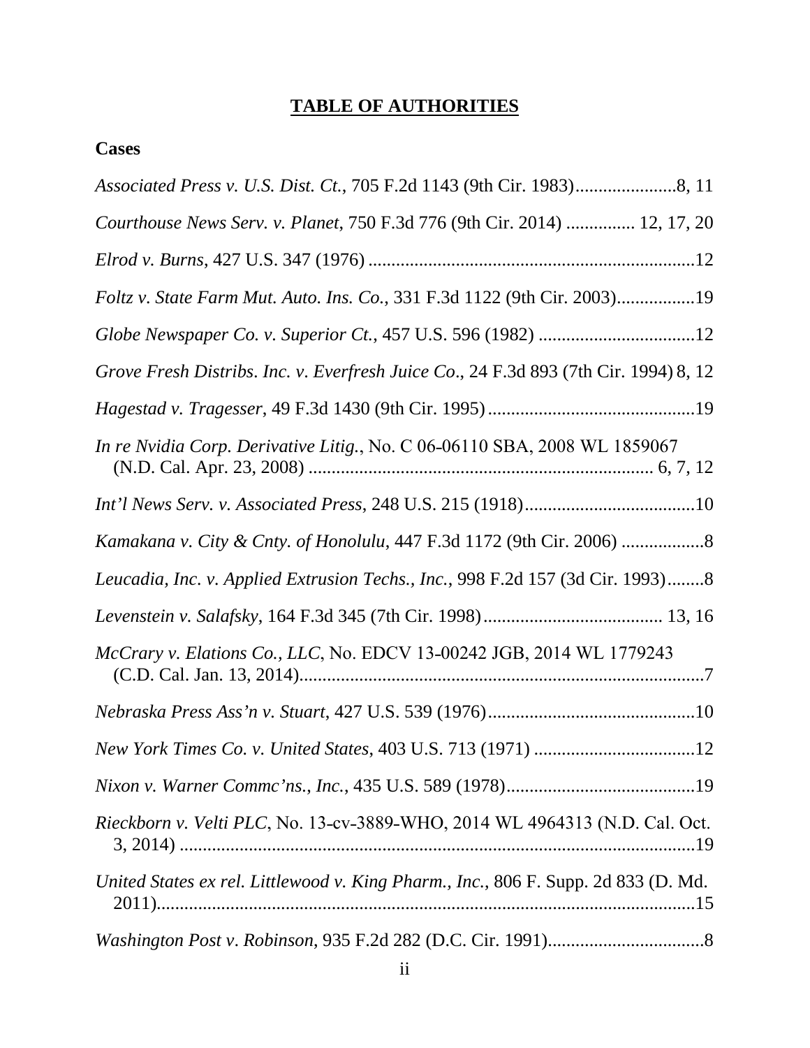# TABLE OF AUTHORITIES

## Cases

*Associated Press v. U.S. Dist. Ct.*, 705 F.2d 1143 (9th Cir. 1983)......................8, 11

*Courthouse News Serv. v. Planet*, 750 F.3d 776 (9th Cir. 2014) .............. 12, 17, 20

*Elrod v. Burns*, 427 U.S. 347 (1976) .......................................................................12

*Foltz v. State Farm Mut. Auto. Ins. Co.*, 331 F.3d 1122 (9th Cir. 2003).................19

*Globe Newspaper Co. v. Superior Ct.*, 457 U.S. 596 (1982) ..................................12

*Grove Fresh Distribs. Inc. v. Everfresh Juice Co*., 24 F.3d 893 (7th Cir. 1994) 8, 12

*Hagestad v. Tragesser*, 49 F.3d 1430 (9th Cir. 1995) .............................................19

*In re Nvidia Corp. Derivative Litig.*, No. C 06-06110 SBA, 2008 WL 1859067 (N.D. Cal. Apr. 23, 2008) ........................................................................... 6, 7, 12

*Int'l News Serv. v. Associated Press*, 248 U.S. 215 (1918).....................................10

*Kamakana v. City & Cnty. of Honolulu*, 447 F.3d 1172 (9th Cir. 2006) ..................8

*Leucadia, Inc. v. Applied Extrusion Techs., Inc.*, 998 F.2d 157 (3d Cir. 1993)........8

*Levenstein v. Salafsky*, 164 F.3d 345 (7th Cir. 1998) ....................................... 13, 16

*McCrary v. Elations Co., LLC*, No. EDCV 13-00242 JGB, 2014 WL 1779243 (C.D. Cal. Jan. 13, 2014)........................................................................................7

*Nebraska Press Ass'n v. Stuart*, 427 U.S. 539 (1976).............................................10

*New York Times Co. v. United States*, 403 U.S. 713 (1971) ...................................12

*Nixon v. Warner Commc'ns., Inc.*, 435 U.S. 589 (1978).........................................19

*Rieckborn v. Velti PLC*, No. 13-cv-3889-WHO, 2014 WL 4964313 (N.D. Cal. Oct. 3, 2014) .................................................................................................................19

*United States ex rel. Littlewood v. King Pharm., Inc.*, 806 F. Supp. 2d 833 (D. Md. 2011)......................................................................................................................15

*Washington Post v. Robinson*, 935 F.2d 282 (D.C. Cir. 1991)..................................8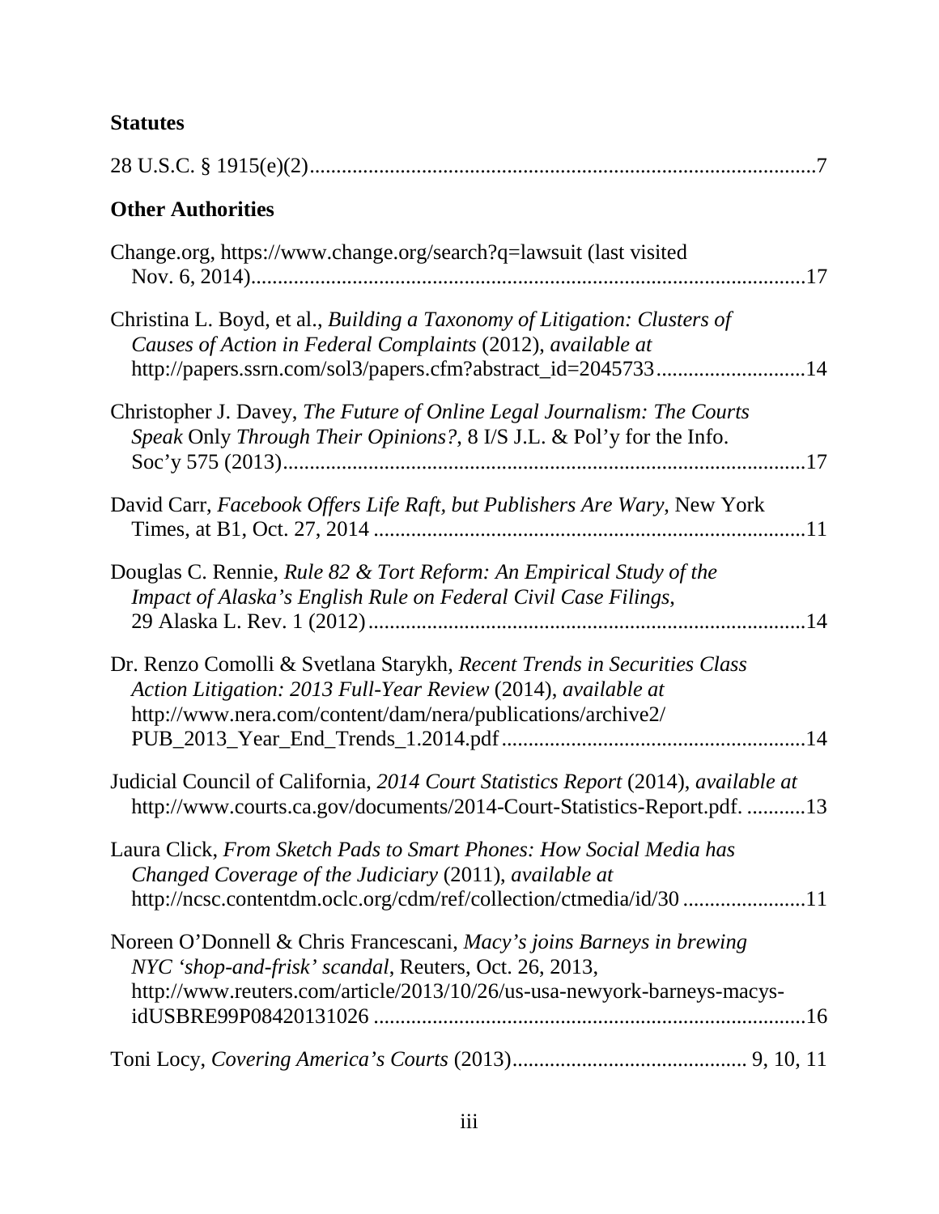## Statutes

28 U.S.C. § 1915(e)(2)...............................................................................................7

## Other Authorities

Change.org, https://www.change.org/search?q=lawsuit (last visited Nov. 6, 2014)........................................................................................................17

Christina L. Boyd, et al., *Building a Taxonomy of Litigation: Clusters of Causes of Action in Federal Complaints* (2012), *available at* http://papers.ssrn.com/sol3/papers.cfm?abstract_id=2045733............................14

Christopher J. Davey, *The Future of Online Legal Journalism: The Courts Speak* Only *Through Their Opinions?*, 8 I/S J.L. & Pol'y for the Info. Soc'y 575 (2013)..................................................................................................17

David Carr, *Facebook Offers Life Raft, but Publishers Are Wary*, New York Times, at B1, Oct. 27, 2014 .................................................................................11

Douglas C. Rennie, *Rule 82 & Tort Reform: An Empirical Study of the Impact of Alaska's English Rule on Federal Civil Case Filings*, 29 Alaska L. Rev. 1 (2012).................................................................................14

Dr. Renzo Comolli & Svetlana Starykh, *Recent Trends in Securities Class Action Litigation: 2013 Full-Year Review* (2014), *available at* http://www.nera.com/content/dam/nera/publications/archive2/PUB_2013_Year_End_Trends_1.2014.pdf........................................................14

Judicial Council of California, *2014 Court Statistics Report* (2014), *available at* http://www.courts.ca.gov/documents/2014-Court-Statistics-Report.pdf. ...........13

Laura Click, *From Sketch Pads to Smart Phones: How Social Media has Changed Coverage of the Judiciary* (2011), *available at* http://ncsc.contentdm.oclc.org/cdm/ref/collection/ctmedia/id/30 .......................11

Noreen O'Donnell & Chris Francescani, *Macy's joins Barneys in brewing NYC 'shop-and-frisk' scandal*, Reuters, Oct. 26, 2013, http://www.reuters.com/article/2013/10/26/us-usa-newyork-barneys-macys-idUSBRE99P08420131026 .................................................................................16

Toni Locy, *Covering America's Courts* (2013)........................................... 9, 10, 11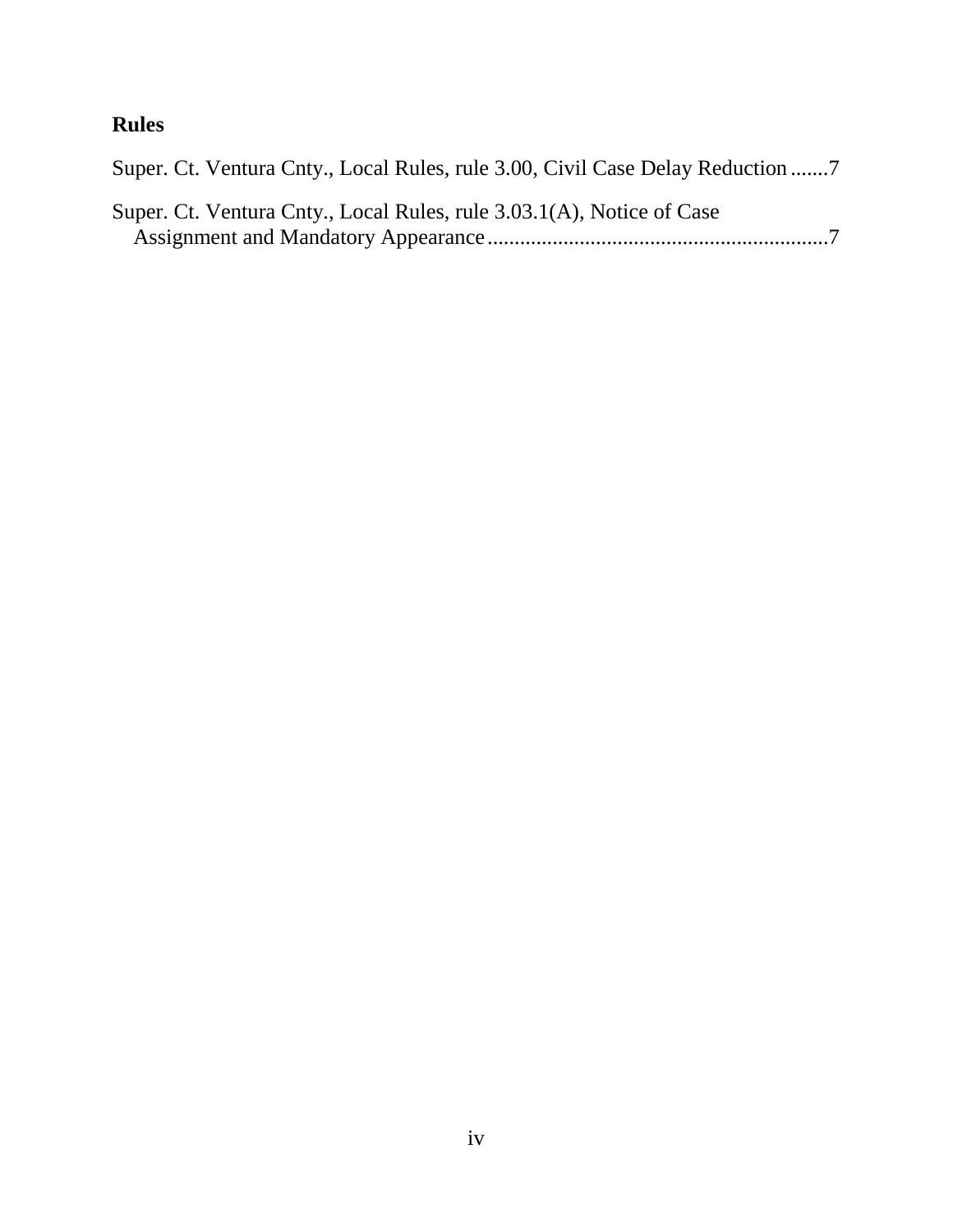## Rules

Super. Ct. Ventura Cnty., Local Rules, rule 3.00, Civil Case Delay Reduction .......7

Super. Ct. Ventura Cnty., Local Rules, rule 3.03.1(A), Notice of Case Assignment and Mandatory Appearance ...............................................................7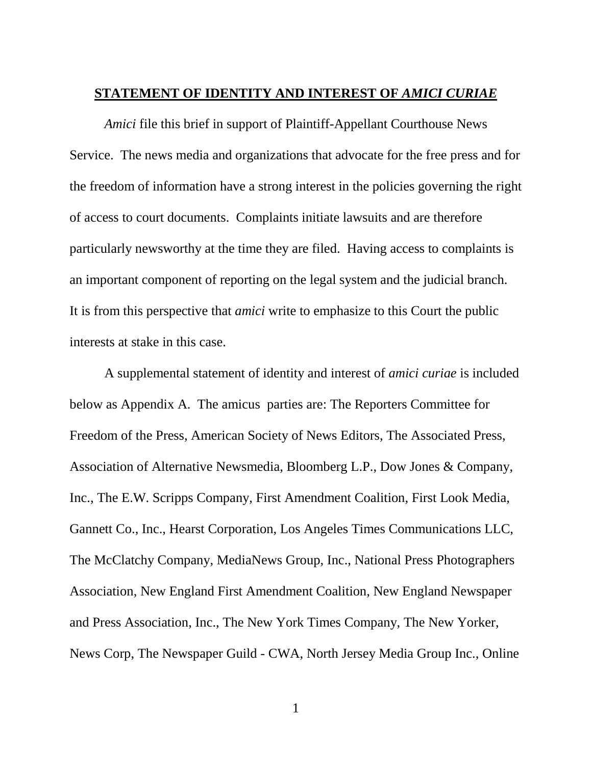## STATEMENT OF IDENTITY AND INTEREST OF *AMICI CURIAE*

*Amici* file this brief in support of Plaintiff-Appellant Courthouse News Service. The news media and organizations that advocate for the free press and for the freedom of information have a strong interest in the policies governing the right of access to court documents. Complaints initiate lawsuits and are therefore particularly newsworthy at the time they are filed. Having access to complaints is an important component of reporting on the legal system and the judicial branch. It is from this perspective that *amici* write to emphasize to this Court the public interests at stake in this case.

A supplemental statement of identity and interest of *amici curiae* is included below as Appendix A. The amicus parties are: The Reporters Committee for Freedom of the Press, American Society of News Editors, The Associated Press, Association of Alternative Newsmedia, Bloomberg L.P., Dow Jones & Company, Inc., The E.W. Scripps Company, First Amendment Coalition, First Look Media, Gannett Co., Inc., Hearst Corporation, Los Angeles Times Communications LLC, The McClatchy Company, MediaNews Group, Inc., National Press Photographers Association, New England First Amendment Coalition, New England Newspaper and Press Association, Inc., The New York Times Company, The New Yorker, News Corp, The Newspaper Guild - CWA, North Jersey Media Group Inc., Online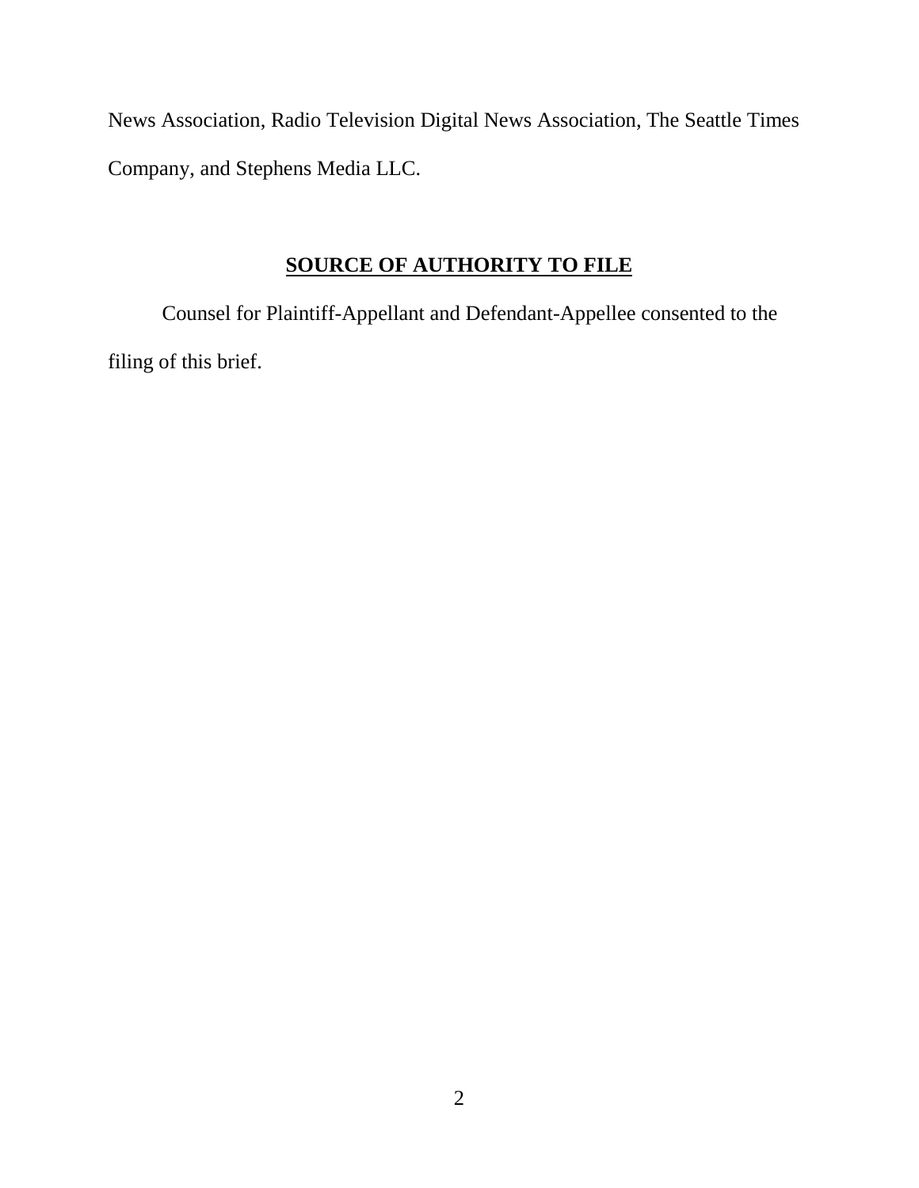News Association, Radio Television Digital News Association, The Seattle Times Company, and Stephens Media LLC.

## SOURCE OF AUTHORITY TO FILE

Counsel for Plaintiff-Appellant and Defendant-Appellee consented to the filing of this brief.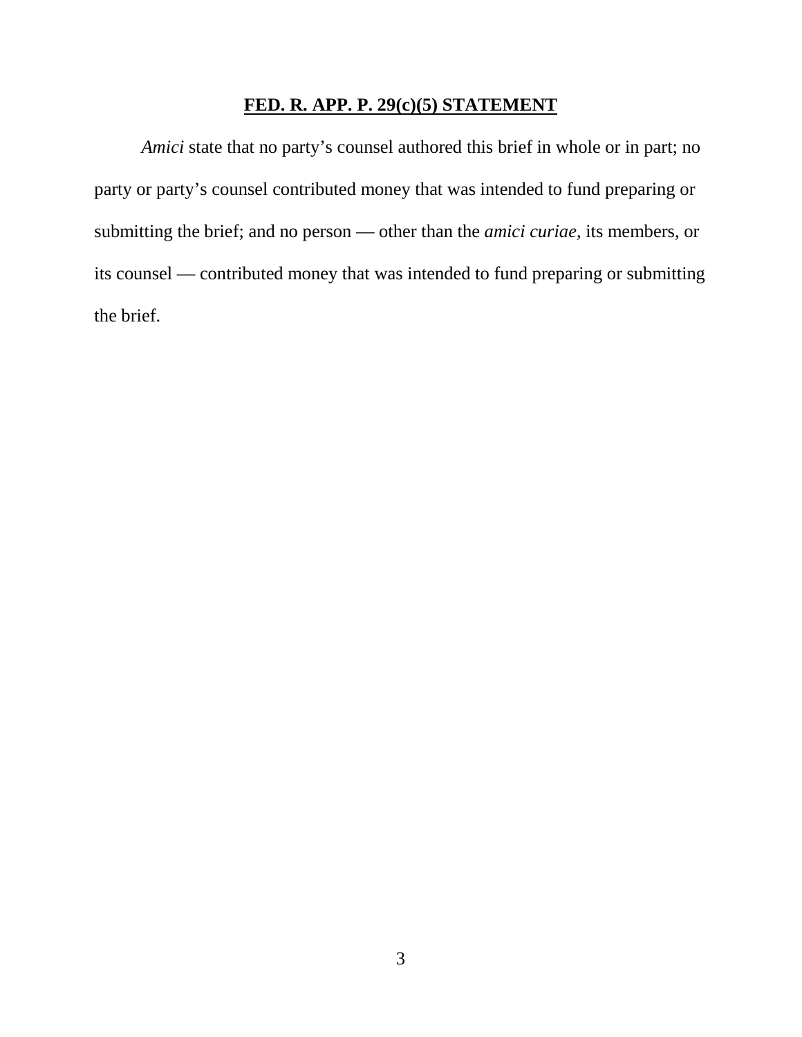## FED. R. APP. P. 29(c)(5) STATEMENT

*Amici* state that no party's counsel authored this brief in whole or in part; no party or party's counsel contributed money that was intended to fund preparing or submitting the brief; and no person — other than the *amici curiae*, its members, or its counsel — contributed money that was intended to fund preparing or submitting the brief.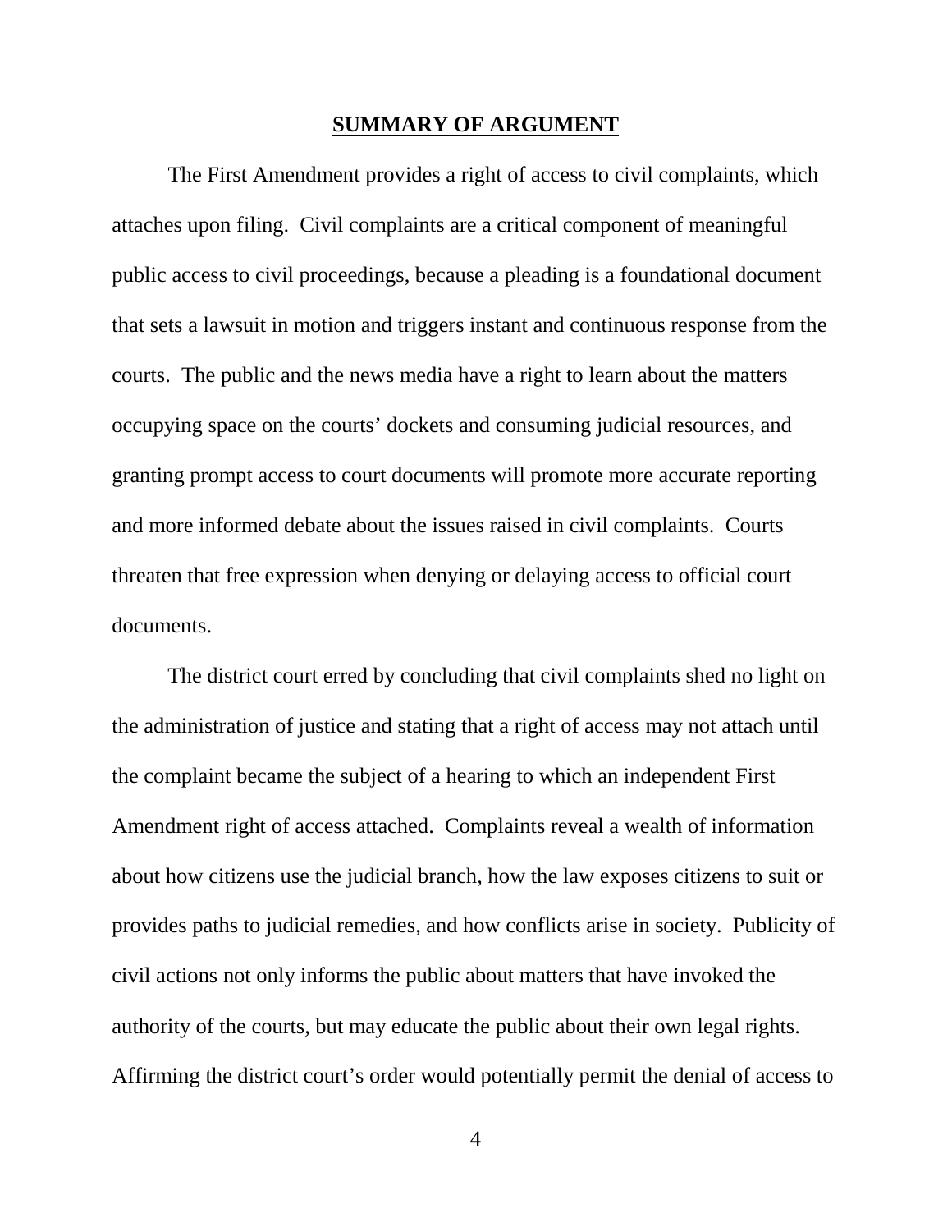## SUMMARY OF ARGUMENT

The First Amendment provides a right of access to civil complaints, which attaches upon filing. Civil complaints are a critical component of meaningful public access to civil proceedings, because a pleading is a foundational document that sets a lawsuit in motion and triggers instant and continuous response from the courts. The public and the news media have a right to learn about the matters occupying space on the courts' dockets and consuming judicial resources, and granting prompt access to court documents will promote more accurate reporting and more informed debate about the issues raised in civil complaints. Courts threaten that free expression when denying or delaying access to official court documents.

The district court erred by concluding that civil complaints shed no light on the administration of justice and stating that a right of access may not attach until the complaint became the subject of a hearing to which an independent First Amendment right of access attached. Complaints reveal a wealth of information about how citizens use the judicial branch, how the law exposes citizens to suit or provides paths to judicial remedies, and how conflicts arise in society. Publicity of civil actions not only informs the public about matters that have invoked the authority of the courts, but may educate the public about their own legal rights. Affirming the district court's order would potentially permit the denial of access to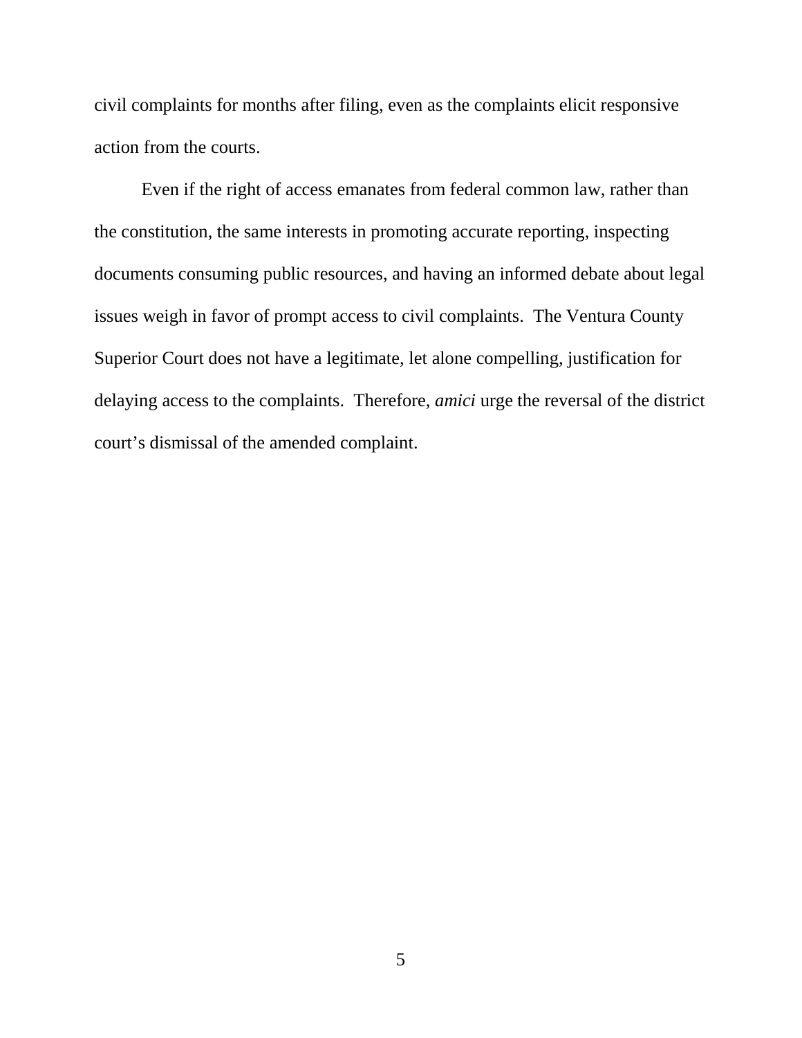civil complaints for months after filing, even as the complaints elicit responsive action from the courts.

Even if the right of access emanates from federal common law, rather than the constitution, the same interests in promoting accurate reporting, inspecting documents consuming public resources, and having an informed debate about legal issues weigh in favor of prompt access to civil complaints. The Ventura County Superior Court does not have a legitimate, let alone compelling, justification for delaying access to the complaints. Therefore, *amici* urge the reversal of the district court's dismissal of the amended complaint.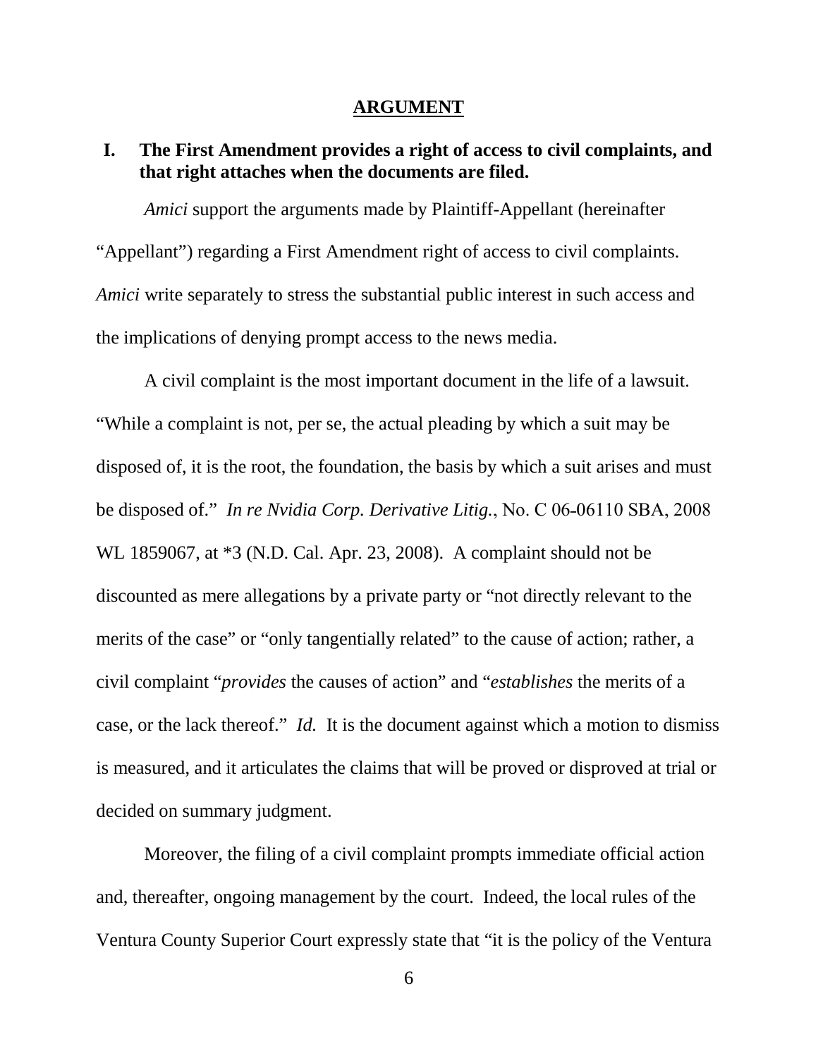## ARGUMENT

### I. The First Amendment provides a right of access to civil complaints, and that right attaches when the documents are filed.

*Amici* support the arguments made by Plaintiff-Appellant (hereinafter "Appellant") regarding a First Amendment right of access to civil complaints. *Amici* write separately to stress the substantial public interest in such access and the implications of denying prompt access to the news media.

A civil complaint is the most important document in the life of a lawsuit. "While a complaint is not, per se, the actual pleading by which a suit may be disposed of, it is the root, the foundation, the basis by which a suit arises and must be disposed of." *In re Nvidia Corp. Derivative Litig.*, No. C 06-06110 SBA, 2008 WL 1859067, at *3 (N.D. Cal. Apr. 23, 2008). A complaint should not be discounted as mere allegations by a private party or "not directly relevant to the merits of the case" or "only tangentially related" to the cause of action; rather, a civil complaint "*provides* the causes of action" and "*establishes* the merits of a case, or the lack thereof." *Id.* It is the document against which a motion to dismiss is measured, and it articulates the claims that will be proved or disproved at trial or decided on summary judgment.

Moreover, the filing of a civil complaint prompts immediate official action and, thereafter, ongoing management by the court. Indeed, the local rules of the Ventura County Superior Court expressly state that "it is the policy of the Ventura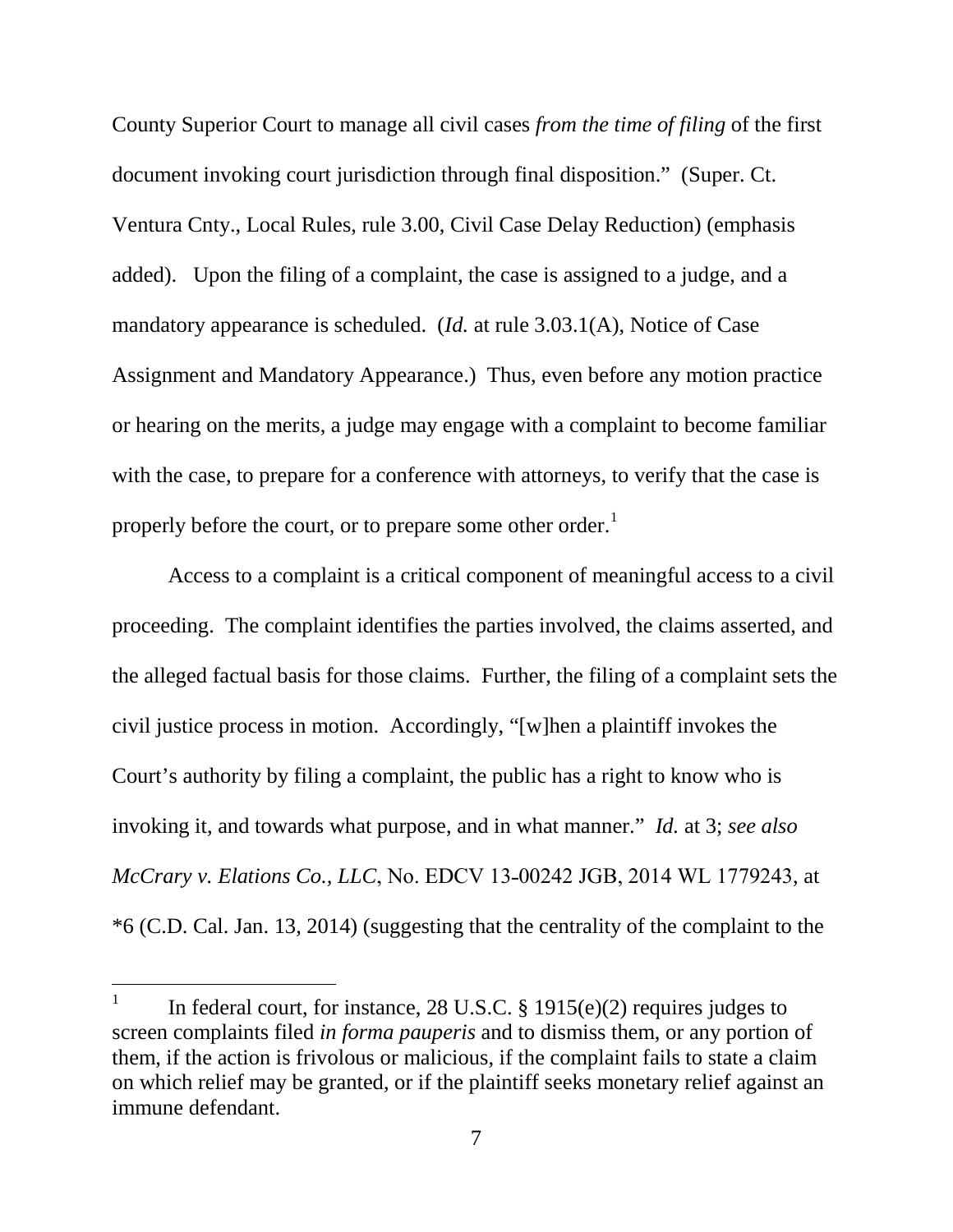County Superior Court to manage all civil cases *from the time of filing* of the first document invoking court jurisdiction through final disposition." (Super. Ct. Ventura Cnty., Local Rules, rule 3.00, Civil Case Delay Reduction) (emphasis added). Upon the filing of a complaint, the case is assigned to a judge, and a mandatory appearance is scheduled. (*Id.* at rule 3.03.1(A), Notice of Case Assignment and Mandatory Appearance.) Thus, even before any motion practice or hearing on the merits, a judge may engage with a complaint to become familiar with the case, to prepare for a conference with attorneys, to verify that the case is properly before the court, or to prepare some other order.[1]

Access to a complaint is a critical component of meaningful access to a civil proceeding. The complaint identifies the parties involved, the claims asserted, and the alleged factual basis for those claims. Further, the filing of a complaint sets the civil justice process in motion. Accordingly, "[w]hen a plaintiff invokes the Court's authority by filing a complaint, the public has a right to know who is invoking it, and towards what purpose, and in what manner." *Id.* at 3; *see also McCrary v. Elations Co., LLC*, No. EDCV 13-00242 JGB, 2014 WL 1779243, at *6 (C.D. Cal. Jan. 13, 2014) (suggesting that the centrality of the complaint to the

---

[1] In federal court, for instance, 28 U.S.C. § 1915(e)(2) requires judges to screen complaints filed *in forma pauperis* and to dismiss them, or any portion of them, if the action is frivolous or malicious, if the complaint fails to state a claim on which relief may be granted, or if the plaintiff seeks monetary relief against an immune defendant.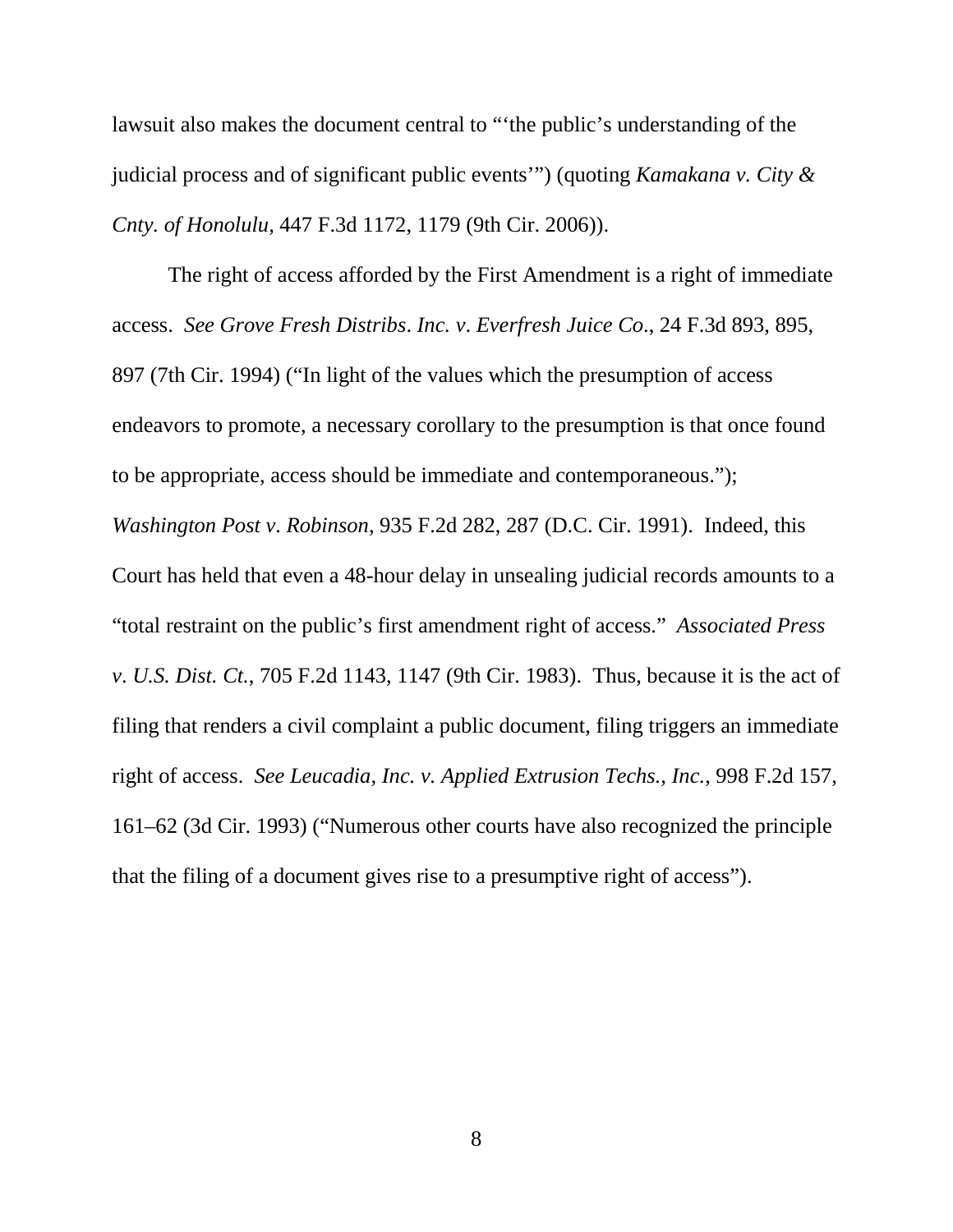lawsuit also makes the document central to "'the public's understanding of the judicial process and of significant public events'") (quoting *Kamakana v. City & Cnty. of Honolulu*, 447 F.3d 1172, 1179 (9th Cir. 2006)).

The right of access afforded by the First Amendment is a right of immediate access. *See Grove Fresh Distribs. Inc. v. Everfresh Juice Co.*, 24 F.3d 893, 895, 897 (7th Cir. 1994) ("In light of the values which the presumption of access endeavors to promote, a necessary corollary to the presumption is that once found to be appropriate, access should be immediate and contemporaneous."); *Washington Post v. Robinson*, 935 F.2d 282, 287 (D.C. Cir. 1991). Indeed, this Court has held that even a 48-hour delay in unsealing judicial records amounts to a "total restraint on the public's first amendment right of access." *Associated Press v. U.S. Dist. Ct.*, 705 F.2d 1143, 1147 (9th Cir. 1983). Thus, because it is the act of filing that renders a civil complaint a public document, filing triggers an immediate right of access. *See Leucadia, Inc. v. Applied Extrusion Techs., Inc.*, 998 F.2d 157, 161–62 (3d Cir. 1993) ("Numerous other courts have also recognized the principle that the filing of a document gives rise to a presumptive right of access").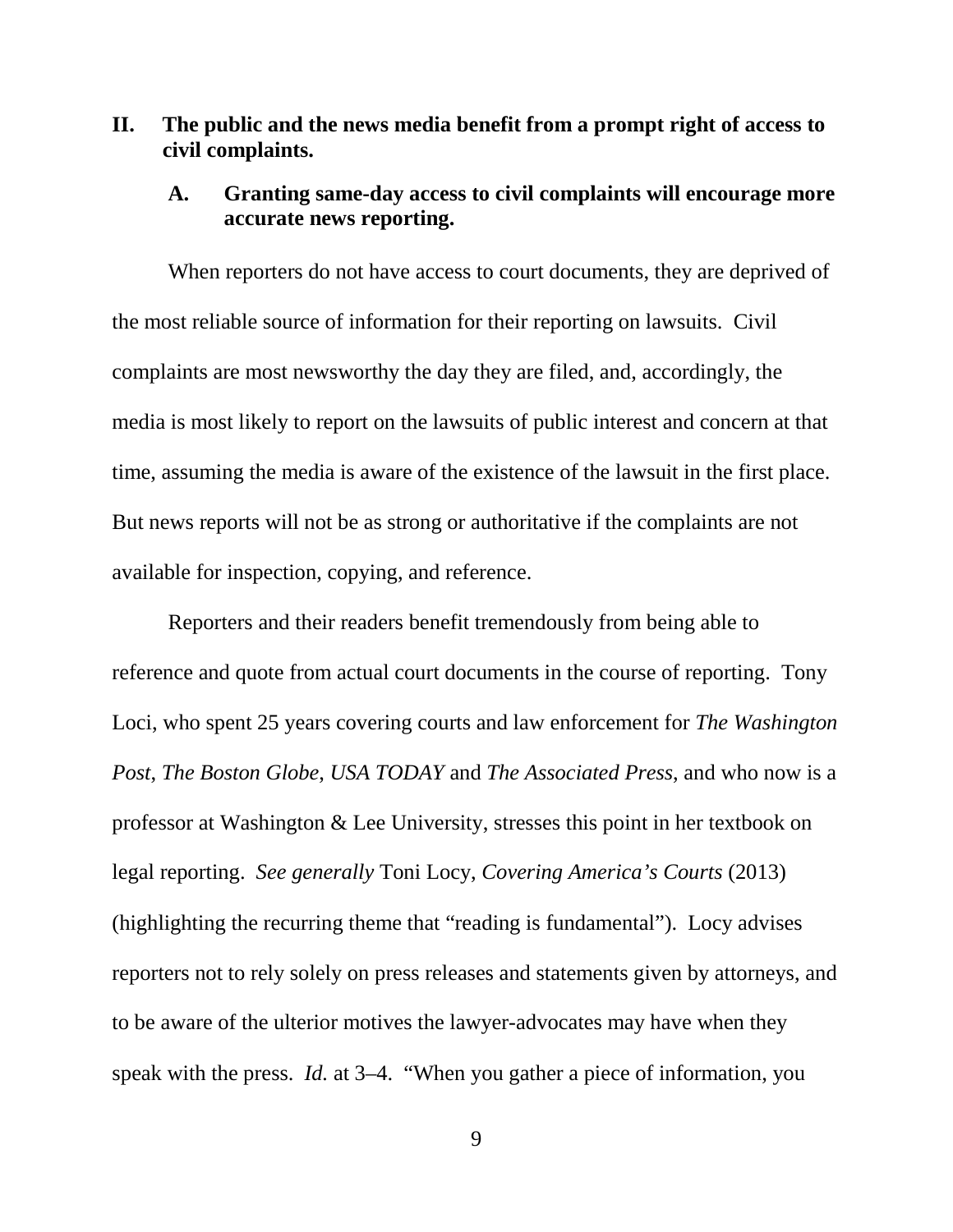## II. The public and the news media benefit from a prompt right of access to civil complaints.

### A. Granting same-day access to civil complaints will encourage more accurate news reporting.

When reporters do not have access to court documents, they are deprived of the most reliable source of information for their reporting on lawsuits. Civil complaints are most newsworthy the day they are filed, and, accordingly, the media is most likely to report on the lawsuits of public interest and concern at that time, assuming the media is aware of the existence of the lawsuit in the first place. But news reports will not be as strong or authoritative if the complaints are not available for inspection, copying, and reference.

Reporters and their readers benefit tremendously from being able to reference and quote from actual court documents in the course of reporting. Tony Loci, who spent 25 years covering courts and law enforcement for *The Washington Post*, *The Boston Globe*, *USA TODAY* and *The Associated Press*, and who now is a professor at Washington & Lee University, stresses this point in her textbook on legal reporting. *See generally* Toni Locy, *Covering America's Courts* (2013) (highlighting the recurring theme that "reading is fundamental"). Locy advises reporters not to rely solely on press releases and statements given by attorneys, and to be aware of the ulterior motives the lawyer-advocates may have when they speak with the press. *Id.* at 3–4. "When you gather a piece of information, you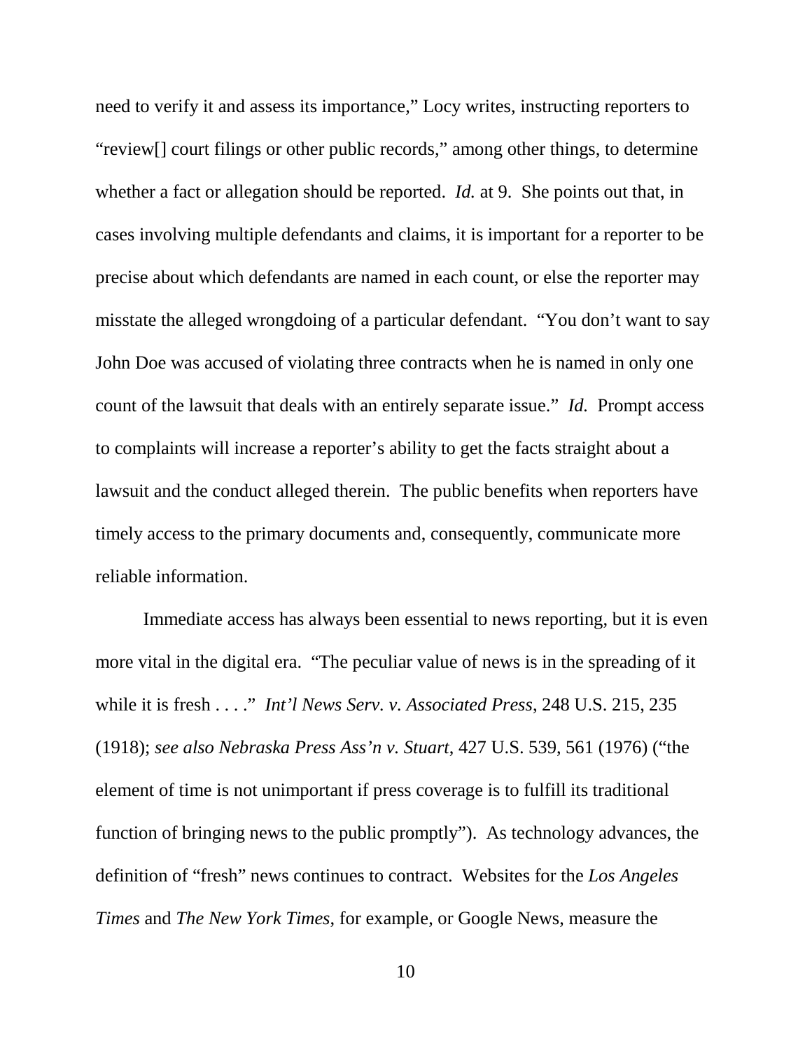need to verify it and assess its importance," Locy writes, instructing reporters to "review[] court filings or other public records," among other things, to determine whether a fact or allegation should be reported. *Id.* at 9. She points out that, in cases involving multiple defendants and claims, it is important for a reporter to be precise about which defendants are named in each count, or else the reporter may misstate the alleged wrongdoing of a particular defendant. "You don't want to say John Doe was accused of violating three contracts when he is named in only one count of the lawsuit that deals with an entirely separate issue." *Id.* Prompt access to complaints will increase a reporter's ability to get the facts straight about a lawsuit and the conduct alleged therein. The public benefits when reporters have timely access to the primary documents and, consequently, communicate more reliable information.

Immediate access has always been essential to news reporting, but it is even more vital in the digital era. "The peculiar value of news is in the spreading of it while it is fresh . . . ." *Int'l News Serv. v. Associated Press*, 248 U.S. 215, 235 (1918); *see also Nebraska Press Ass'n v. Stuart*, 427 U.S. 539, 561 (1976) ("the element of time is not unimportant if press coverage is to fulfill its traditional function of bringing news to the public promptly"). As technology advances, the definition of "fresh" news continues to contract. Websites for the *Los Angeles Times* and *The New York Times*, for example, or Google News, measure the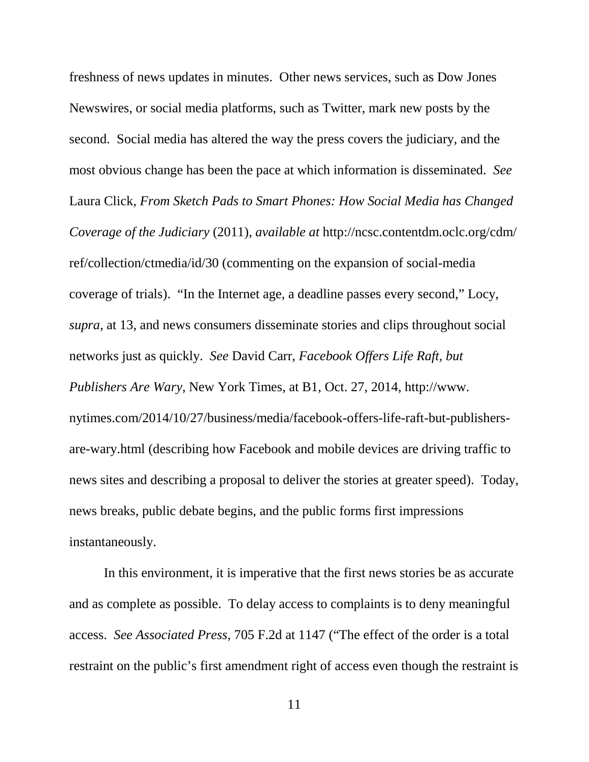freshness of news updates in minutes. Other news services, such as Dow Jones Newswires, or social media platforms, such as Twitter, mark new posts by the second. Social media has altered the way the press covers the judiciary, and the most obvious change has been the pace at which information is disseminated. *See* Laura Click, *From Sketch Pads to Smart Phones: How Social Media has Changed Coverage of the Judiciary* (2011), *available at* http://ncsc.contentdm.oclc.org/cdm/ref/collection/ctmedia/id/30 (commenting on the expansion of social-media coverage of trials). "In the Internet age, a deadline passes every second," Locy, *supra*, at 13, and news consumers disseminate stories and clips throughout social networks just as quickly. *See* David Carr, *Facebook Offers Life Raft, but Publishers Are Wary*, New York Times, at B1, Oct. 27, 2014, http://www.nytimes.com/2014/10/27/business/media/facebook-offers-life-raft-but-publishers-are-wary.html (describing how Facebook and mobile devices are driving traffic to news sites and describing a proposal to deliver the stories at greater speed). Today, news breaks, public debate begins, and the public forms first impressions instantaneously.

In this environment, it is imperative that the first news stories be as accurate and as complete as possible. To delay access to complaints is to deny meaningful access. *See Associated Press*, 705 F.2d at 1147 ("The effect of the order is a total restraint on the public's first amendment right of access even though the restraint is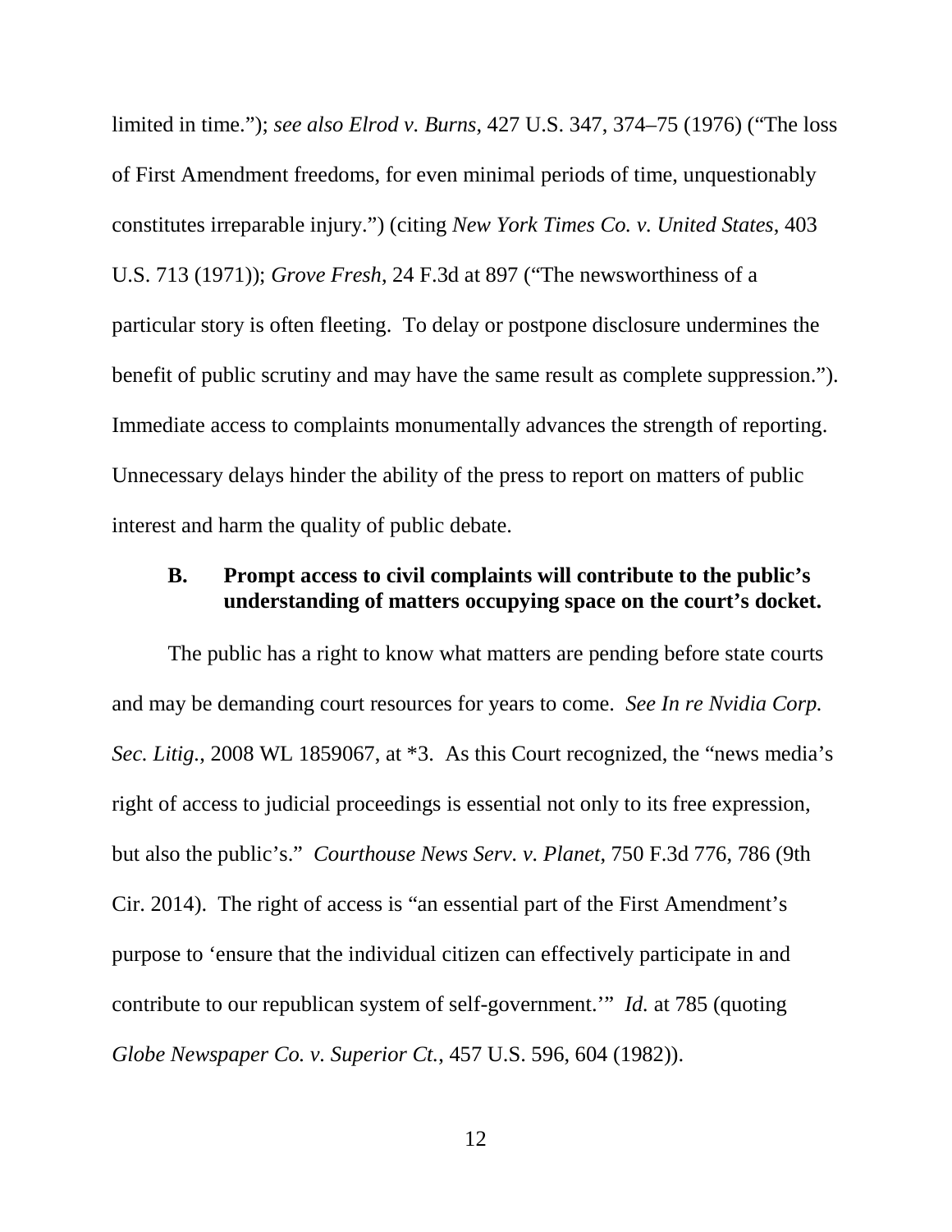limited in time."); *see also Elrod v. Burns*, 427 U.S. 347, 374–75 (1976) ("The loss of First Amendment freedoms, for even minimal periods of time, unquestionably constitutes irreparable injury.") (citing *New York Times Co. v. United States*, 403 U.S. 713 (1971)); *Grove Fresh*, 24 F.3d at 897 ("The newsworthiness of a particular story is often fleeting. To delay or postpone disclosure undermines the benefit of public scrutiny and may have the same result as complete suppression."). Immediate access to complaints monumentally advances the strength of reporting. Unnecessary delays hinder the ability of the press to report on matters of public interest and harm the quality of public debate.

### B. Prompt access to civil complaints will contribute to the public's understanding of matters occupying space on the court's docket.

The public has a right to know what matters are pending before state courts and may be demanding court resources for years to come. *See In re Nvidia Corp. Sec. Litig.*, 2008 WL 1859067, at *3. As this Court recognized, the "news media's right of access to judicial proceedings is essential not only to its free expression, but also the public's." *Courthouse News Serv. v. Planet*, 750 F.3d 776, 786 (9th Cir. 2014). The right of access is "an essential part of the First Amendment's purpose to 'ensure that the individual citizen can effectively participate in and contribute to our republican system of self-government.'" *Id.* at 785 (quoting *Globe Newspaper Co. v. Superior Ct.*, 457 U.S. 596, 604 (1982)).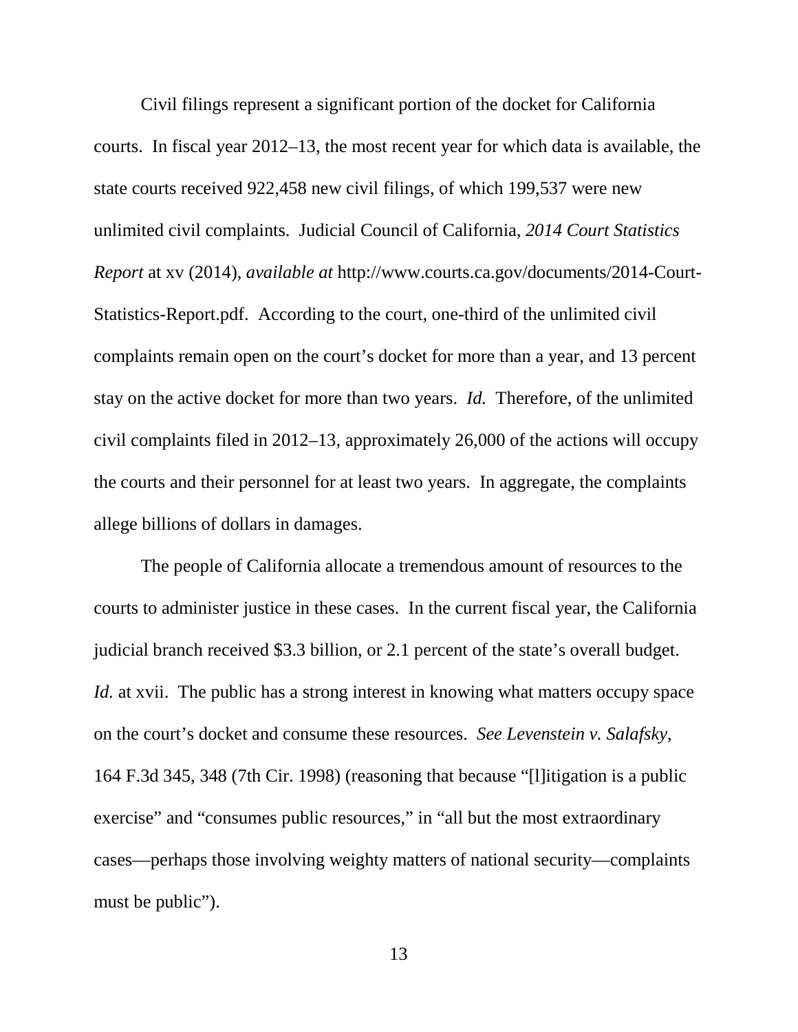Civil filings represent a significant portion of the docket for California courts. In fiscal year 2012–13, the most recent year for which data is available, the state courts received 922,458 new civil filings, of which 199,537 were new unlimited civil complaints. Judicial Council of California, *2014 Court Statistics Report* at xv (2014), *available at* http://www.courts.ca.gov/documents/2014-Court-Statistics-Report.pdf. According to the court, one-third of the unlimited civil complaints remain open on the court's docket for more than a year, and 13 percent stay on the active docket for more than two years. *Id.* Therefore, of the unlimited civil complaints filed in 2012–13, approximately 26,000 of the actions will occupy the courts and their personnel for at least two years. In aggregate, the complaints allege billions of dollars in damages.

The people of California allocate a tremendous amount of resources to the courts to administer justice in these cases. In the current fiscal year, the California judicial branch received $3.3 billion, or 2.1 percent of the state's overall budget. *Id.* at xvii. The public has a strong interest in knowing what matters occupy space on the court's docket and consume these resources. *See Levenstein v. Salafsky*, 164 F.3d 345, 348 (7th Cir. 1998) (reasoning that because "[l]itigation is a public exercise" and "consumes public resources," in "all but the most extraordinary cases—perhaps those involving weighty matters of national security—complaints must be public").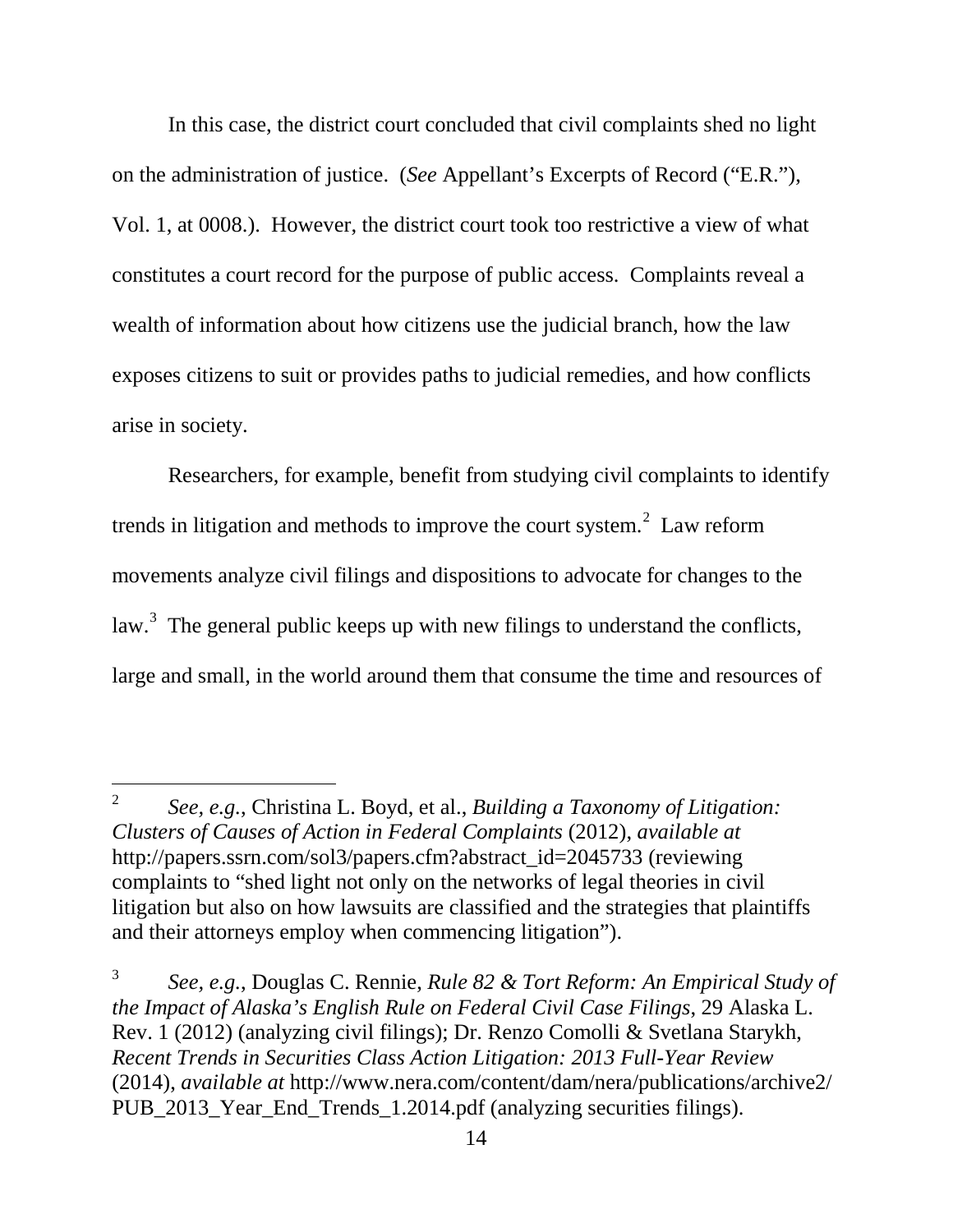In this case, the district court concluded that civil complaints shed no light on the administration of justice. (*See* Appellant's Excerpts of Record ("E.R."), Vol. 1, at 0008.). However, the district court took too restrictive a view of what constitutes a court record for the purpose of public access. Complaints reveal a wealth of information about how citizens use the judicial branch, how the law exposes citizens to suit or provides paths to judicial remedies, and how conflicts arise in society.

Researchers, for example, benefit from studying civil complaints to identify trends in litigation and methods to improve the court system.[2] Law reform movements analyze civil filings and dispositions to advocate for changes to the law.[3] The general public keeps up with new filings to understand the conflicts, large and small, in the world around them that consume the time and resources of

---

[2] *See, e.g.*, Christina L. Boyd, et al., *Building a Taxonomy of Litigation: Clusters of Causes of Action in Federal Complaints* (2012), *available at* http://papers.ssrn.com/sol3/papers.cfm?abstract_id=2045733 (reviewing complaints to "shed light not only on the networks of legal theories in civil litigation but also on how lawsuits are classified and the strategies that plaintiffs and their attorneys employ when commencing litigation").

[3] *See, e.g.*, Douglas C. Rennie, *Rule 82 & Tort Reform: An Empirical Study of the Impact of Alaska's English Rule on Federal Civil Case Filings*, 29 Alaska L. Rev. 1 (2012) (analyzing civil filings); Dr. Renzo Comolli & Svetlana Starykh, *Recent Trends in Securities Class Action Litigation: 2013 Full-Year Review* (2014), *available at* http://www.nera.com/content/dam/nera/publications/archive2/PUB_2013_Year_End_Trends_1.2014.pdf (analyzing securities filings).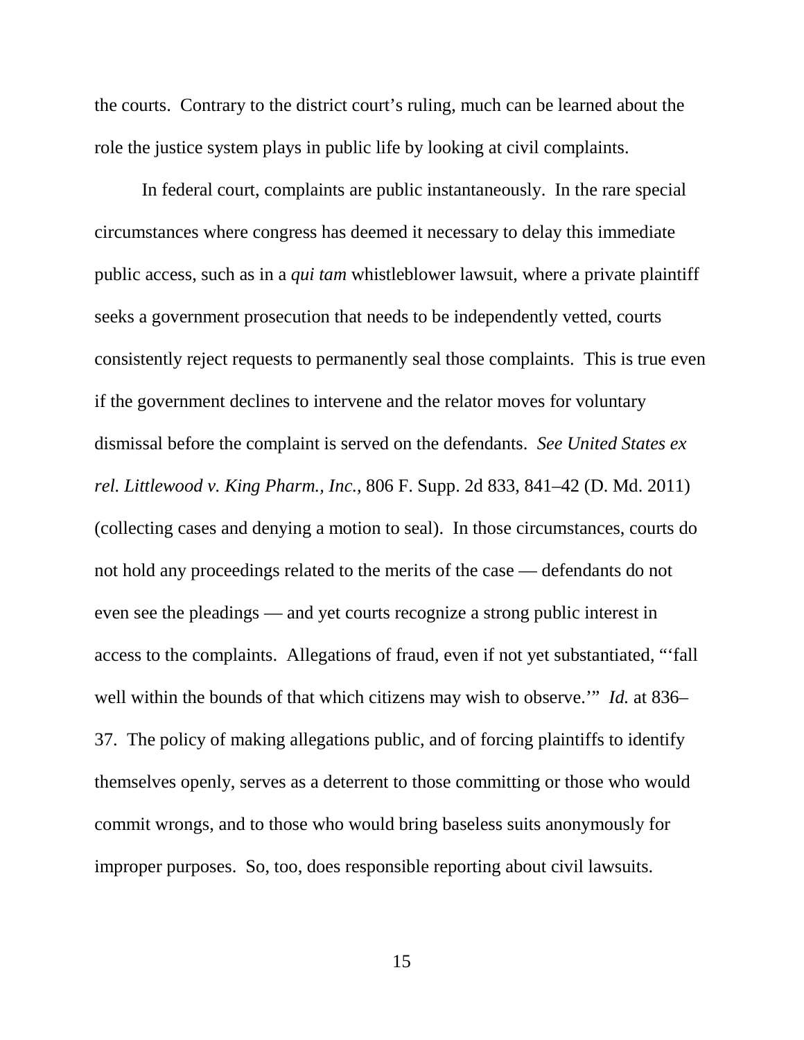the courts. Contrary to the district court's ruling, much can be learned about the role the justice system plays in public life by looking at civil complaints.

In federal court, complaints are public instantaneously. In the rare special circumstances where congress has deemed it necessary to delay this immediate public access, such as in a *qui tam* whistleblower lawsuit, where a private plaintiff seeks a government prosecution that needs to be independently vetted, courts consistently reject requests to permanently seal those complaints. This is true even if the government declines to intervene and the relator moves for voluntary dismissal before the complaint is served on the defendants. *See United States ex rel. Littlewood v. King Pharm., Inc.*, 806 F. Supp. 2d 833, 841–42 (D. Md. 2011) (collecting cases and denying a motion to seal). In those circumstances, courts do not hold any proceedings related to the merits of the case — defendants do not even see the pleadings — and yet courts recognize a strong public interest in access to the complaints. Allegations of fraud, even if not yet substantiated, "'fall well within the bounds of that which citizens may wish to observe.'" *Id.* at 836–37. The policy of making allegations public, and of forcing plaintiffs to identify themselves openly, serves as a deterrent to those committing or those who would commit wrongs, and to those who would bring baseless suits anonymously for improper purposes. So, too, does responsible reporting about civil lawsuits.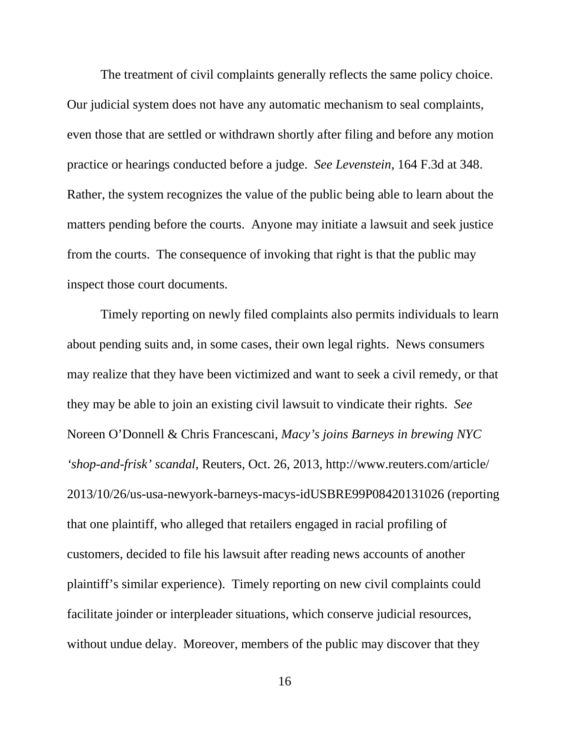The treatment of civil complaints generally reflects the same policy choice. Our judicial system does not have any automatic mechanism to seal complaints, even those that are settled or withdrawn shortly after filing and before any motion practice or hearings conducted before a judge. *See Levenstein*, 164 F.3d at 348. Rather, the system recognizes the value of the public being able to learn about the matters pending before the courts. Anyone may initiate a lawsuit and seek justice from the courts. The consequence of invoking that right is that the public may inspect those court documents.

Timely reporting on newly filed complaints also permits individuals to learn about pending suits and, in some cases, their own legal rights. News consumers may realize that they have been victimized and want to seek a civil remedy, or that they may be able to join an existing civil lawsuit to vindicate their rights. *See* Noreen O'Donnell & Chris Francescani, *Macy's joins Barneys in brewing NYC 'shop-and-frisk' scandal*, Reuters, Oct. 26, 2013, http://www.reuters.com/article/2013/10/26/us-usa-newyork-barneys-macys-idUSBRE99P08420131026 (reporting that one plaintiff, who alleged that retailers engaged in racial profiling of customers, decided to file his lawsuit after reading news accounts of another plaintiff's similar experience). Timely reporting on new civil complaints could facilitate joinder or interpleader situations, which conserve judicial resources, without undue delay. Moreover, members of the public may discover that they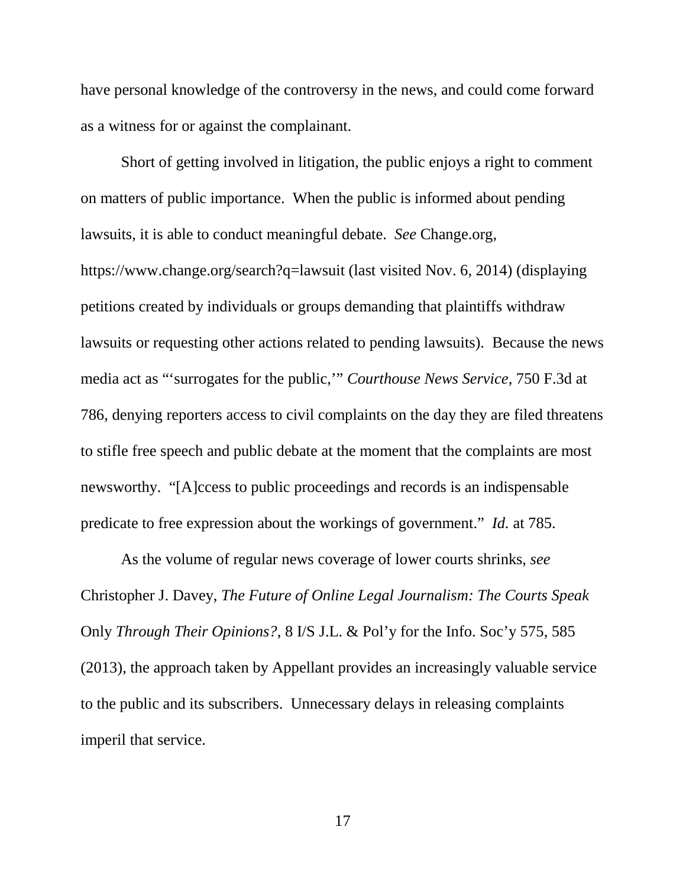have personal knowledge of the controversy in the news, and could come forward as a witness for or against the complainant.

Short of getting involved in litigation, the public enjoys a right to comment on matters of public importance. When the public is informed about pending lawsuits, it is able to conduct meaningful debate. *See* Change.org, https://www.change.org/search?q=lawsuit (last visited Nov. 6, 2014) (displaying petitions created by individuals or groups demanding that plaintiffs withdraw lawsuits or requesting other actions related to pending lawsuits). Because the news media act as "'surrogates for the public,'" *Courthouse News Service*, 750 F.3d at 786, denying reporters access to civil complaints on the day they are filed threatens to stifle free speech and public debate at the moment that the complaints are most newsworthy. "[A]ccess to public proceedings and records is an indispensable predicate to free expression about the workings of government." *Id.* at 785.

As the volume of regular news coverage of lower courts shrinks, *see* Christopher J. Davey, *The Future of Online Legal Journalism: The Courts Speak* Only *Through Their Opinions?*, 8 I/S J.L. & Pol'y for the Info. Soc'y 575, 585 (2013), the approach taken by Appellant provides an increasingly valuable service to the public and its subscribers. Unnecessary delays in releasing complaints imperil that service.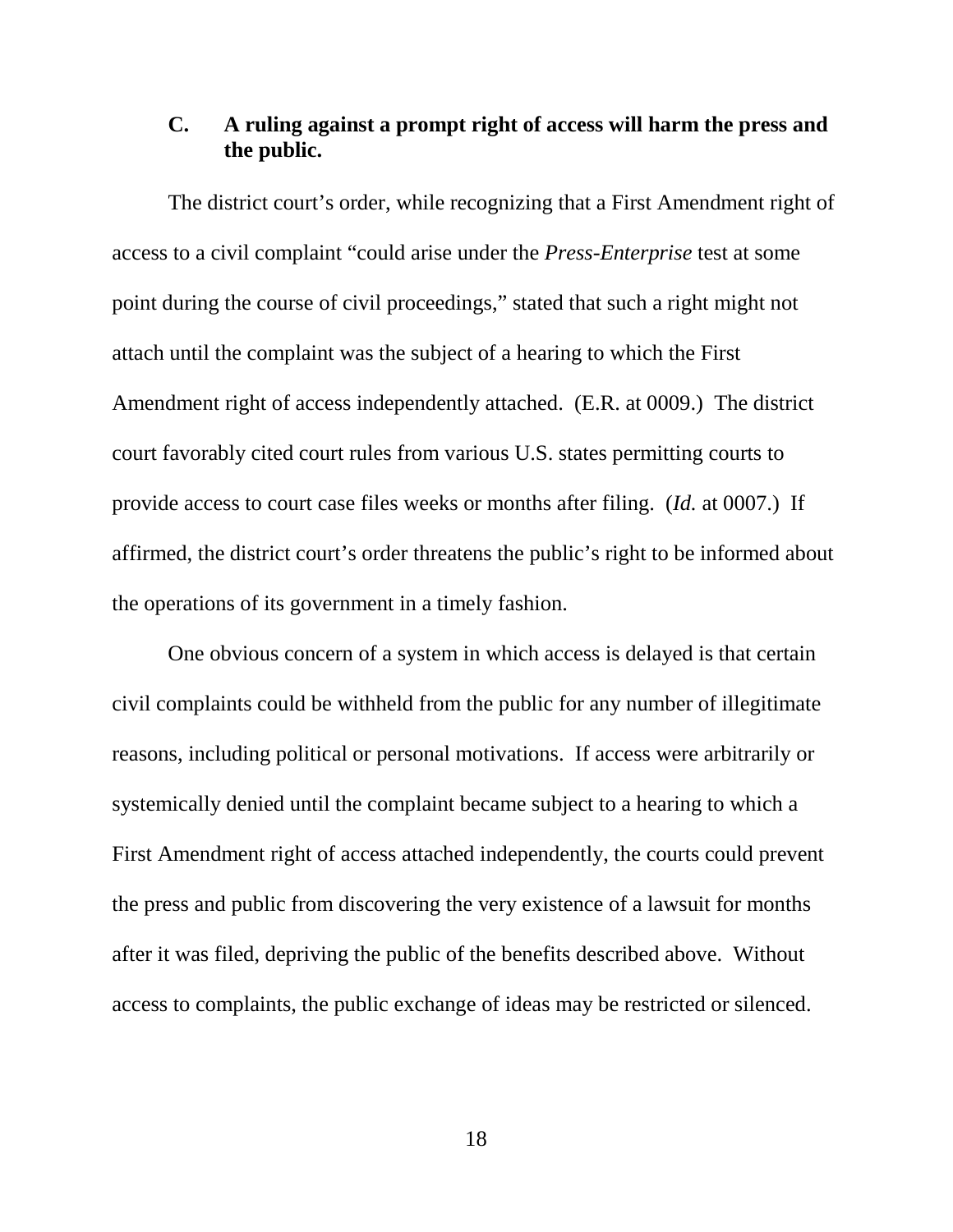### C. A ruling against a prompt right of access will harm the press and the public.

The district court's order, while recognizing that a First Amendment right of access to a civil complaint "could arise under the *Press-Enterprise* test at some point during the course of civil proceedings," stated that such a right might not attach until the complaint was the subject of a hearing to which the First Amendment right of access independently attached. (E.R. at 0009.) The district court favorably cited court rules from various U.S. states permitting courts to provide access to court case files weeks or months after filing. (*Id.* at 0007.) If affirmed, the district court's order threatens the public's right to be informed about the operations of its government in a timely fashion.

One obvious concern of a system in which access is delayed is that certain civil complaints could be withheld from the public for any number of illegitimate reasons, including political or personal motivations. If access were arbitrarily or systemically denied until the complaint became subject to a hearing to which a First Amendment right of access attached independently, the courts could prevent the press and public from discovering the very existence of a lawsuit for months after it was filed, depriving the public of the benefits described above. Without access to complaints, the public exchange of ideas may be restricted or silenced.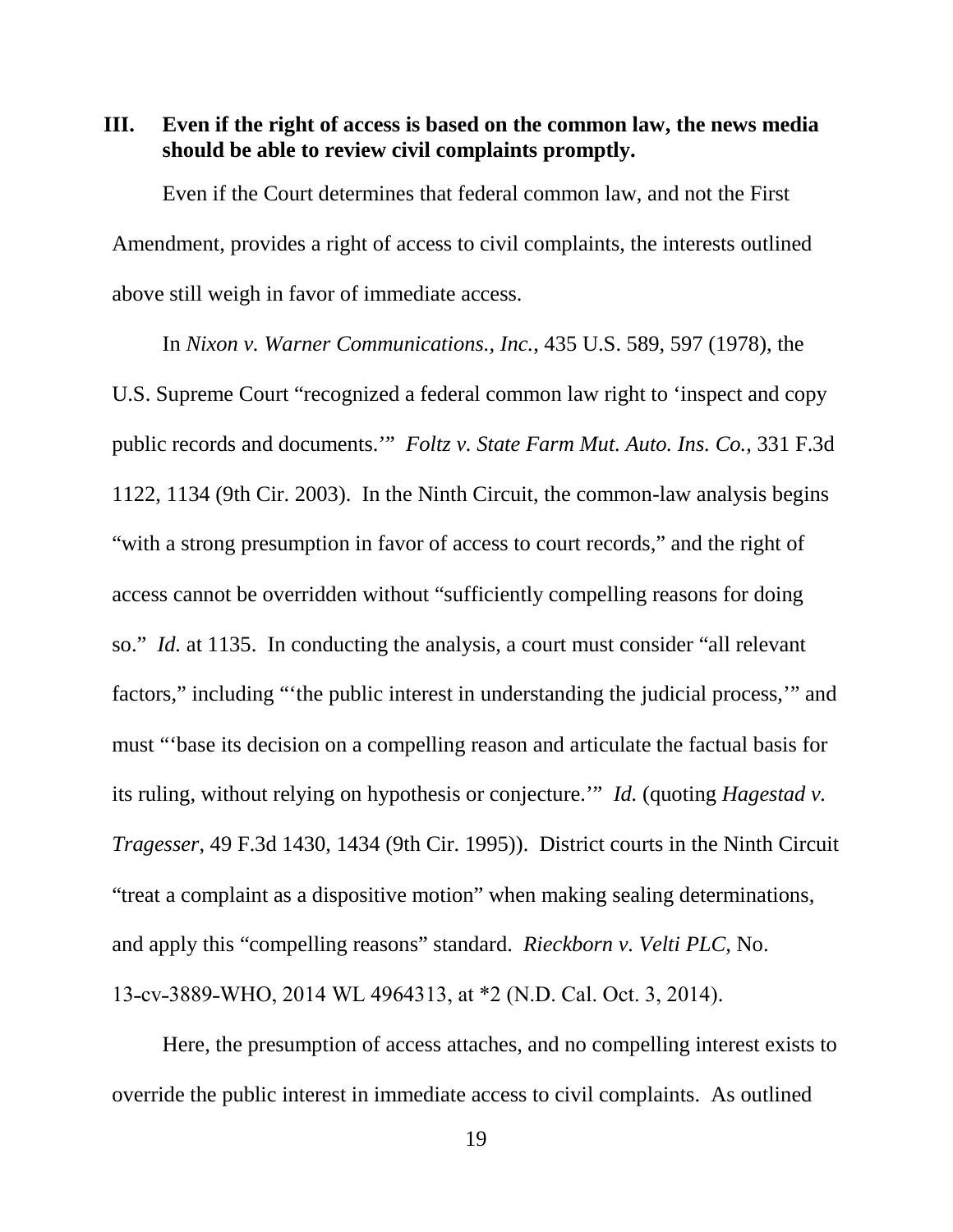## III. Even if the right of access is based on the common law, the news media should be able to review civil complaints promptly.

Even if the Court determines that federal common law, and not the First Amendment, provides a right of access to civil complaints, the interests outlined above still weigh in favor of immediate access.

In *Nixon v. Warner Communications., Inc.*, 435 U.S. 589, 597 (1978), the U.S. Supreme Court "recognized a federal common law right to 'inspect and copy public records and documents.'" *Foltz v. State Farm Mut. Auto. Ins. Co.*, 331 F.3d 1122, 1134 (9th Cir. 2003). In the Ninth Circuit, the common-law analysis begins "with a strong presumption in favor of access to court records," and the right of access cannot be overridden without "sufficiently compelling reasons for doing so." *Id.* at 1135. In conducting the analysis, a court must consider "all relevant factors," including "'the public interest in understanding the judicial process,'" and must "'base its decision on a compelling reason and articulate the factual basis for its ruling, without relying on hypothesis or conjecture.'" *Id.* (quoting *Hagestad v. Tragesser*, 49 F.3d 1430, 1434 (9th Cir. 1995)). District courts in the Ninth Circuit "treat a complaint as a dispositive motion" when making sealing determinations, and apply this "compelling reasons" standard. *Rieckborn v. Velti PLC*, No. 13-cv-3889-WHO, 2014 WL 4964313, at *2 (N.D. Cal. Oct. 3, 2014).

Here, the presumption of access attaches, and no compelling interest exists to override the public interest in immediate access to civil complaints. As outlined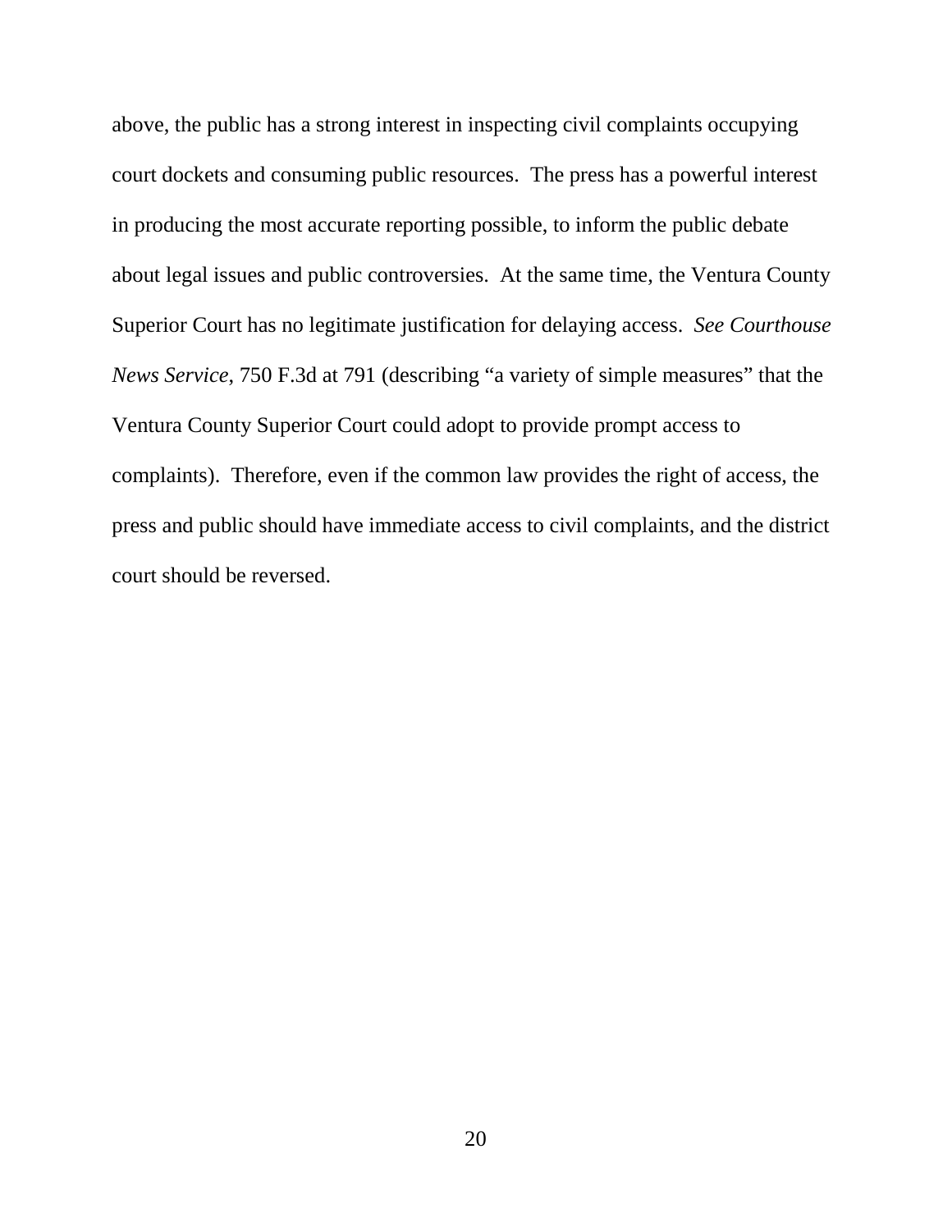above, the public has a strong interest in inspecting civil complaints occupying court dockets and consuming public resources. The press has a powerful interest in producing the most accurate reporting possible, to inform the public debate about legal issues and public controversies. At the same time, the Ventura County Superior Court has no legitimate justification for delaying access. *See Courthouse News Service*, 750 F.3d at 791 (describing "a variety of simple measures" that the Ventura County Superior Court could adopt to provide prompt access to complaints). Therefore, even if the common law provides the right of access, the press and public should have immediate access to civil complaints, and the district court should be reversed.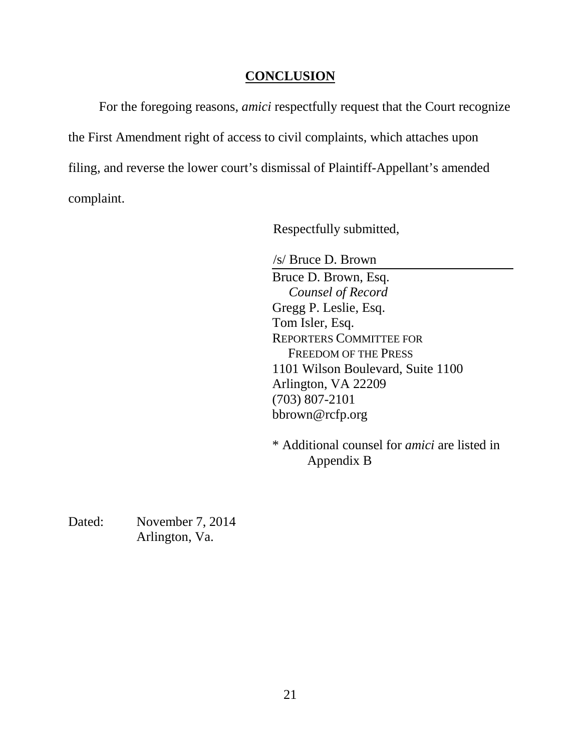## CONCLUSION

For the foregoing reasons, *amici* respectfully request that the Court recognize the First Amendment right of access to civil complaints, which attaches upon filing, and reverse the lower court's dismissal of Plaintiff-Appellant's amended complaint.

Respectfully submitted,

/s/ Bruce D. Brown

Bruce D. Brown, Esq.
*Counsel of Record*
Gregg P. Leslie, Esq.
Tom Isler, Esq.
REPORTERS COMMITTEE FOR FREEDOM OF THE PRESS
1101 Wilson Boulevard, Suite 1100
Arlington, VA 22209
(703) 807-2101
bbrown@rcfp.org

* Additional counsel for *amici* are listed in Appendix B

Dated: November 7, 2014
Arlington, Va.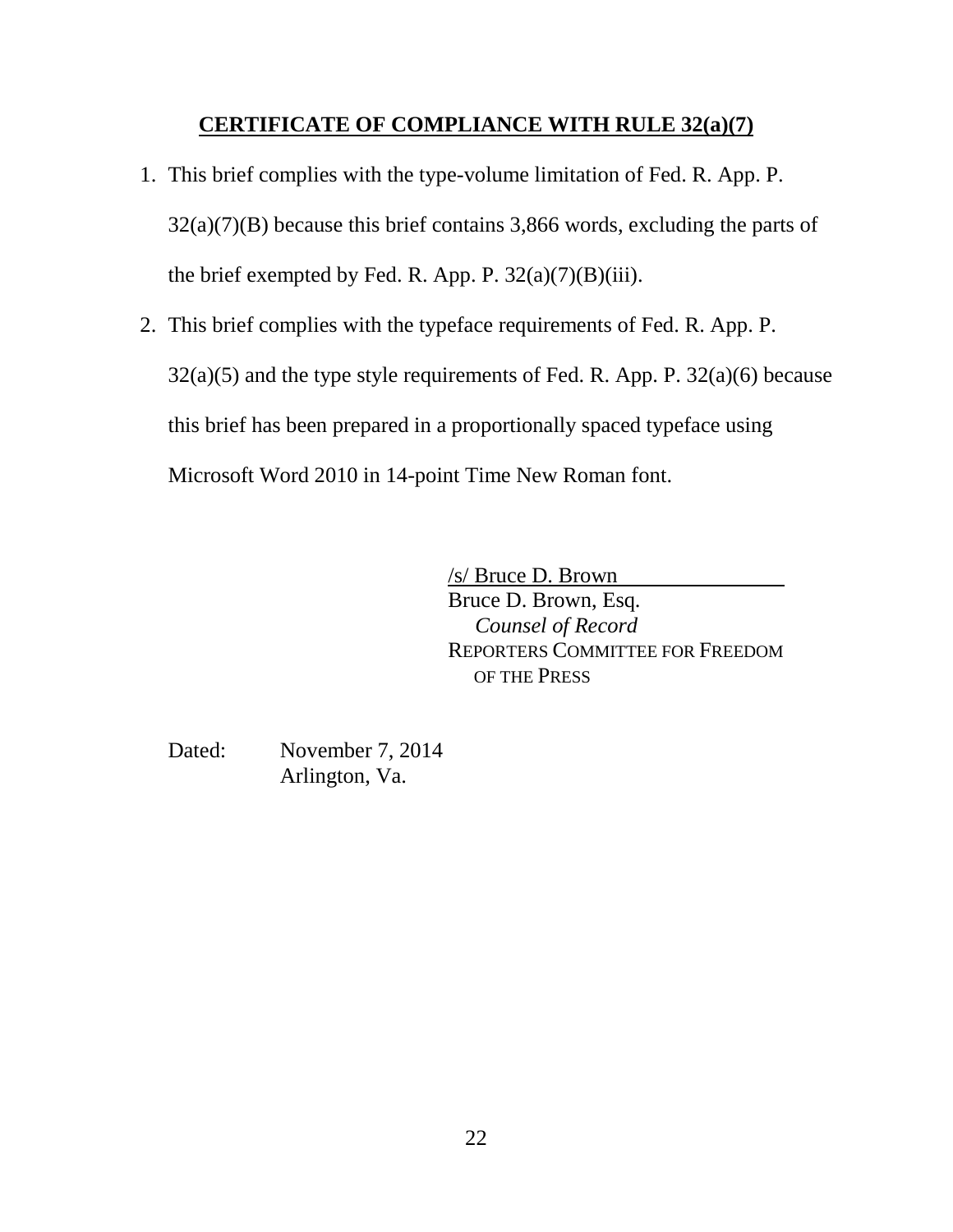## CERTIFICATE OF COMPLIANCE WITH RULE 32(a)(7)

1. This brief complies with the type-volume limitation of Fed. R. App. P. 32(a)(7)(B) because this brief contains 3,866 words, excluding the parts of the brief exempted by Fed. R. App. P. 32(a)(7)(B)(iii).
2. This brief complies with the typeface requirements of Fed. R. App. P. 32(a)(5) and the type style requirements of Fed. R. App. P. 32(a)(6) because this brief has been prepared in a proportionally spaced typeface using Microsoft Word 2010 in 14-point Time New Roman font.

/s/ Bruce D. Brown
Bruce D. Brown, Esq.
*Counsel of Record*
REPORTERS COMMITTEE FOR FREEDOM OF THE PRESS

Dated: November 7, 2014
Arlington, Va.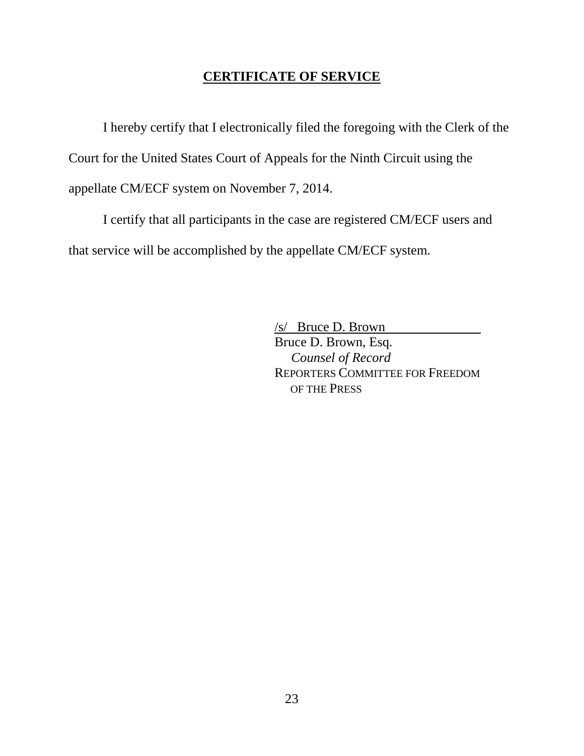## CERTIFICATE OF SERVICE

I hereby certify that I electronically filed the foregoing with the Clerk of the Court for the United States Court of Appeals for the Ninth Circuit using the appellate CM/ECF system on November 7, 2014.

I certify that all participants in the case are registered CM/ECF users and that service will be accomplished by the appellate CM/ECF system.

/s/ Bruce D. Brown
Bruce D. Brown, Esq.
*Counsel of Record*
REPORTERS COMMITTEE FOR FREEDOM OF THE PRESS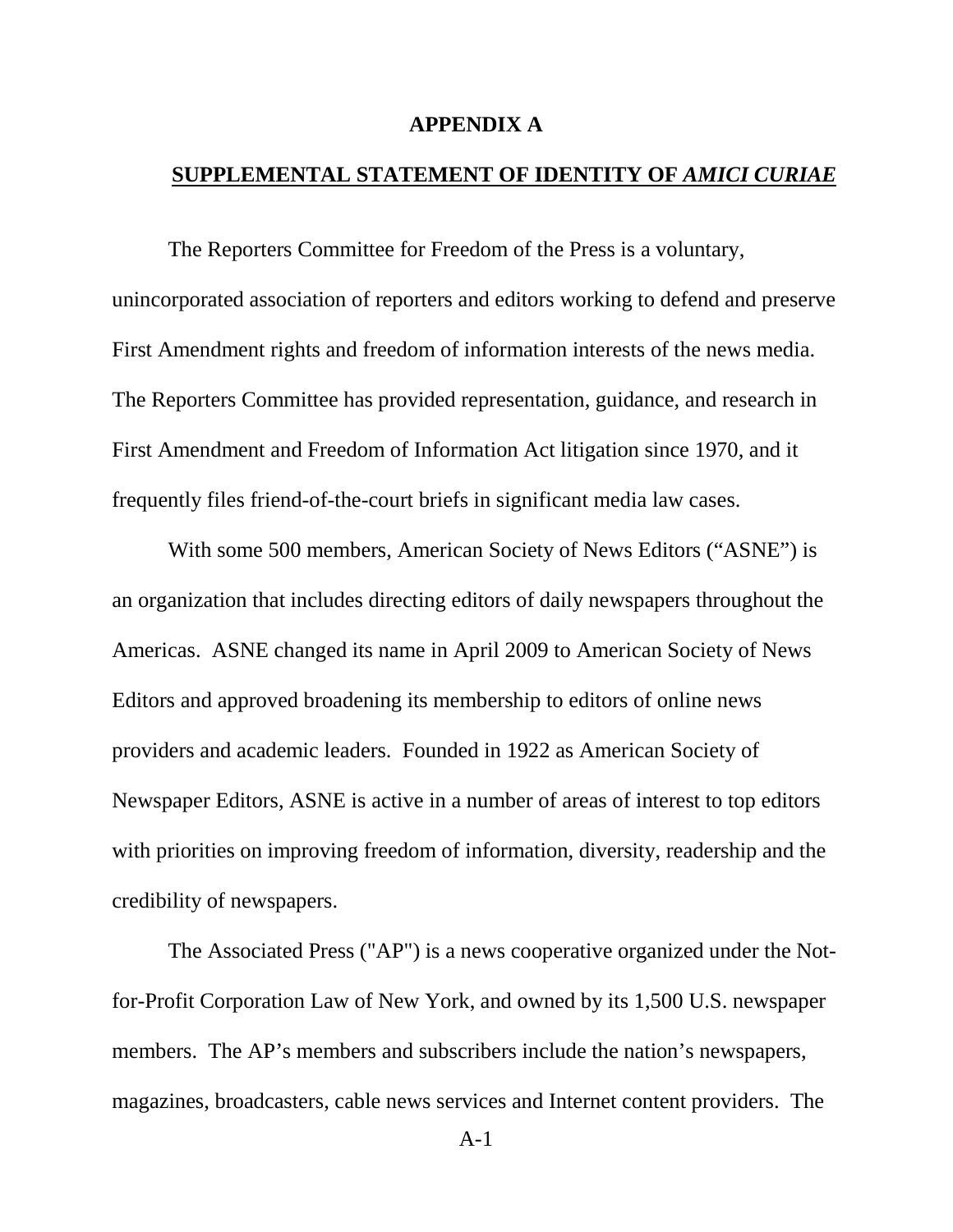# APPENDIX A

## SUPPLEMENTAL STATEMENT OF IDENTITY OF *AMICI CURIAE*

The Reporters Committee for Freedom of the Press is a voluntary, unincorporated association of reporters and editors working to defend and preserve First Amendment rights and freedom of information interests of the news media. The Reporters Committee has provided representation, guidance, and research in First Amendment and Freedom of Information Act litigation since 1970, and it frequently files friend-of-the-court briefs in significant media law cases.

With some 500 members, American Society of News Editors ("ASNE") is an organization that includes directing editors of daily newspapers throughout the Americas. ASNE changed its name in April 2009 to American Society of News Editors and approved broadening its membership to editors of online news providers and academic leaders. Founded in 1922 as American Society of Newspaper Editors, ASNE is active in a number of areas of interest to top editors with priorities on improving freedom of information, diversity, readership and the credibility of newspapers.

The Associated Press ("AP") is a news cooperative organized under the Not-for-Profit Corporation Law of New York, and owned by its 1,500 U.S. newspaper members. The AP's members and subscribers include the nation's newspapers, magazines, broadcasters, cable news services and Internet content providers. The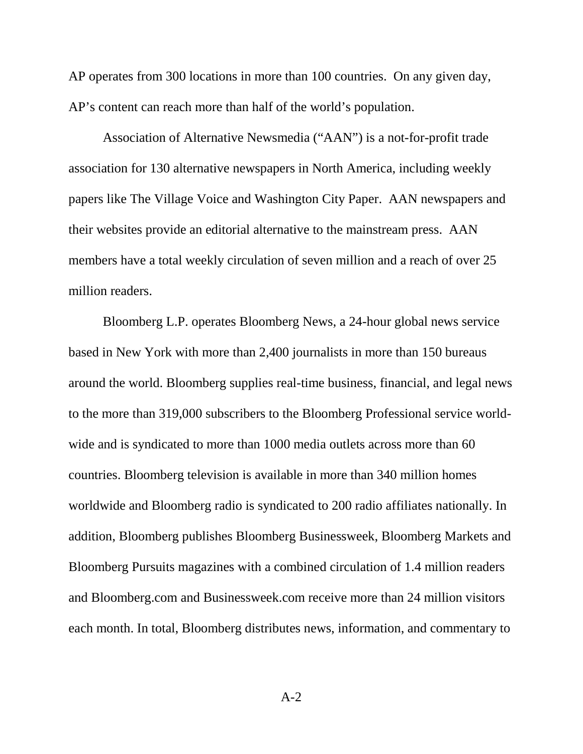AP operates from 300 locations in more than 100 countries. On any given day, AP's content can reach more than half of the world's population.

Association of Alternative Newsmedia ("AAN") is a not-for-profit trade association for 130 alternative newspapers in North America, including weekly papers like The Village Voice and Washington City Paper. AAN newspapers and their websites provide an editorial alternative to the mainstream press. AAN members have a total weekly circulation of seven million and a reach of over 25 million readers.

Bloomberg L.P. operates Bloomberg News, a 24-hour global news service based in New York with more than 2,400 journalists in more than 150 bureaus around the world. Bloomberg supplies real-time business, financial, and legal news to the more than 319,000 subscribers to the Bloomberg Professional service world-wide and is syndicated to more than 1000 media outlets across more than 60 countries. Bloomberg television is available in more than 340 million homes worldwide and Bloomberg radio is syndicated to 200 radio affiliates nationally. In addition, Bloomberg publishes Bloomberg Businessweek, Bloomberg Markets and Bloomberg Pursuits magazines with a combined circulation of 1.4 million readers and Bloomberg.com and Businessweek.com receive more than 24 million visitors each month. In total, Bloomberg distributes news, information, and commentary to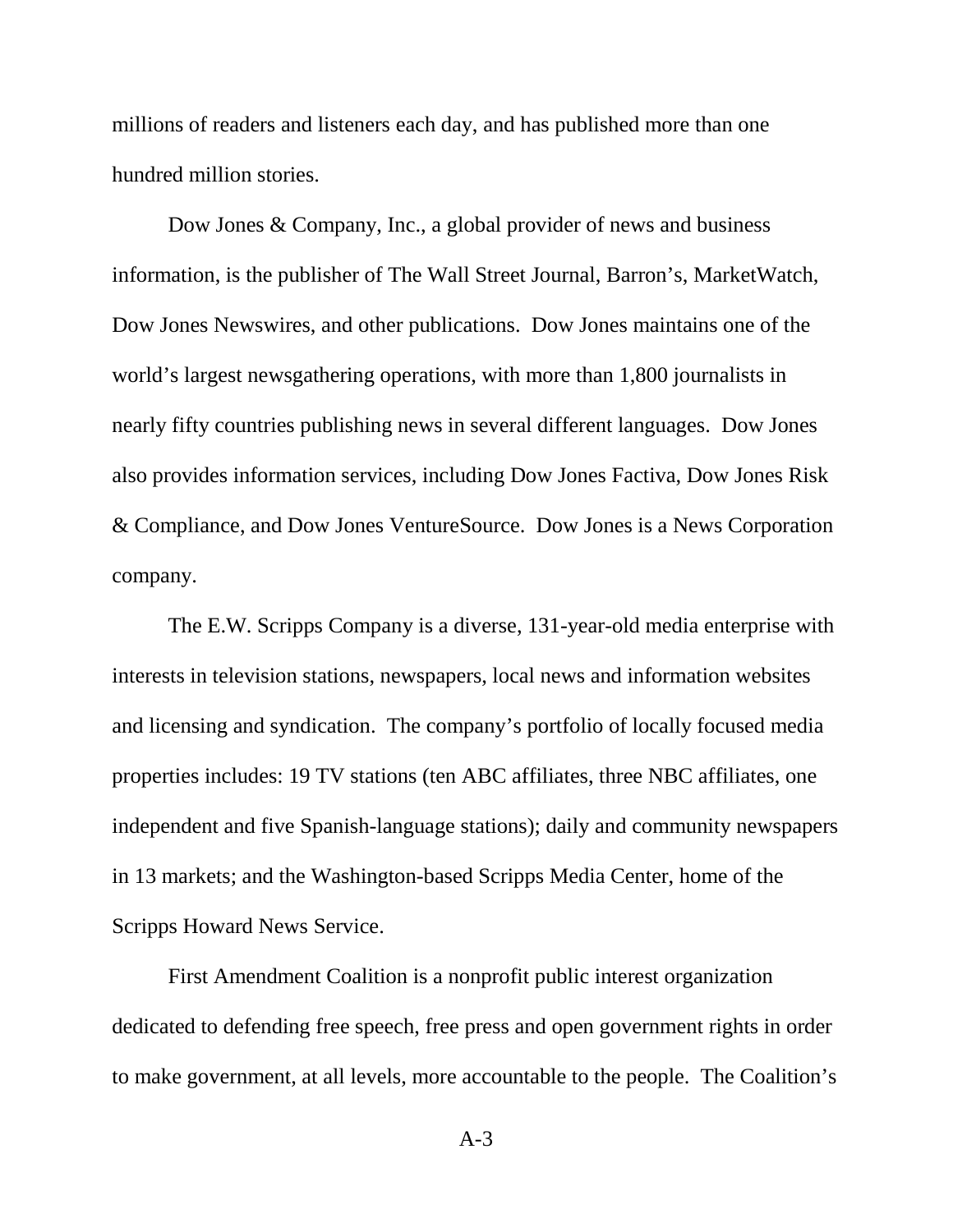millions of readers and listeners each day, and has published more than one hundred million stories.

Dow Jones & Company, Inc., a global provider of news and business information, is the publisher of The Wall Street Journal, Barron's, MarketWatch, Dow Jones Newswires, and other publications. Dow Jones maintains one of the world's largest newsgathering operations, with more than 1,800 journalists in nearly fifty countries publishing news in several different languages. Dow Jones also provides information services, including Dow Jones Factiva, Dow Jones Risk & Compliance, and Dow Jones VentureSource. Dow Jones is a News Corporation company.

The E.W. Scripps Company is a diverse, 131-year-old media enterprise with interests in television stations, newspapers, local news and information websites and licensing and syndication. The company's portfolio of locally focused media properties includes: 19 TV stations (ten ABC affiliates, three NBC affiliates, one independent and five Spanish-language stations); daily and community newspapers in 13 markets; and the Washington-based Scripps Media Center, home of the Scripps Howard News Service.

First Amendment Coalition is a nonprofit public interest organization dedicated to defending free speech, free press and open government rights in order to make government, at all levels, more accountable to the people. The Coalition's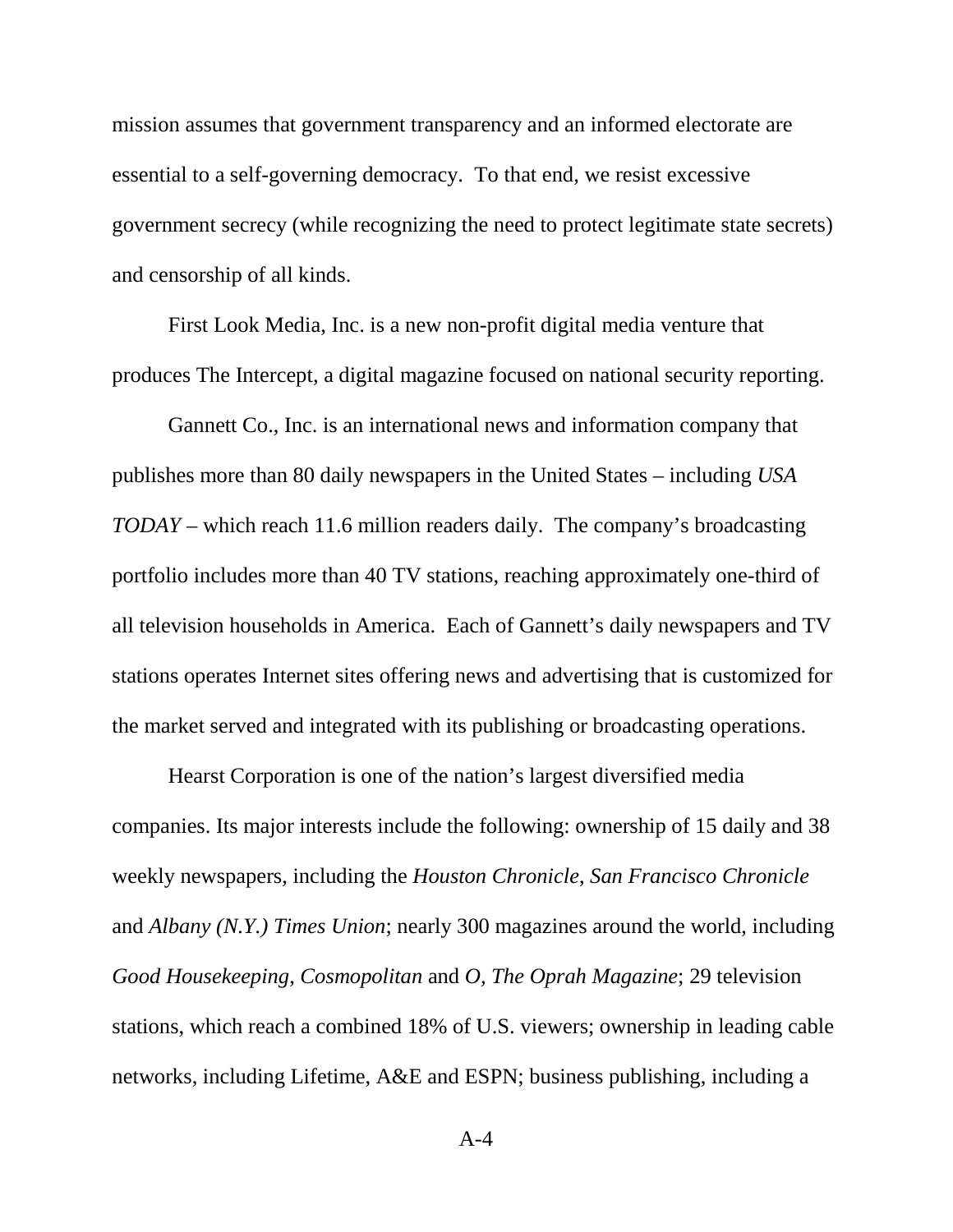mission assumes that government transparency and an informed electorate are essential to a self-governing democracy. To that end, we resist excessive government secrecy (while recognizing the need to protect legitimate state secrets) and censorship of all kinds.

First Look Media, Inc. is a new non-profit digital media venture that produces The Intercept, a digital magazine focused on national security reporting.

Gannett Co., Inc. is an international news and information company that publishes more than 80 daily newspapers in the United States – including *USA TODAY* – which reach 11.6 million readers daily. The company's broadcasting portfolio includes more than 40 TV stations, reaching approximately one-third of all television households in America. Each of Gannett's daily newspapers and TV stations operates Internet sites offering news and advertising that is customized for the market served and integrated with its publishing or broadcasting operations.

Hearst Corporation is one of the nation's largest diversified media companies. Its major interests include the following: ownership of 15 daily and 38 weekly newspapers, including the *Houston Chronicle*, *San Francisco Chronicle* and *Albany (N.Y.) Times Union*; nearly 300 magazines around the world, including *Good Housekeeping*, *Cosmopolitan* and *O, The Oprah Magazine*; 29 television stations, which reach a combined 18% of U.S. viewers; ownership in leading cable networks, including Lifetime, A&E and ESPN; business publishing, including a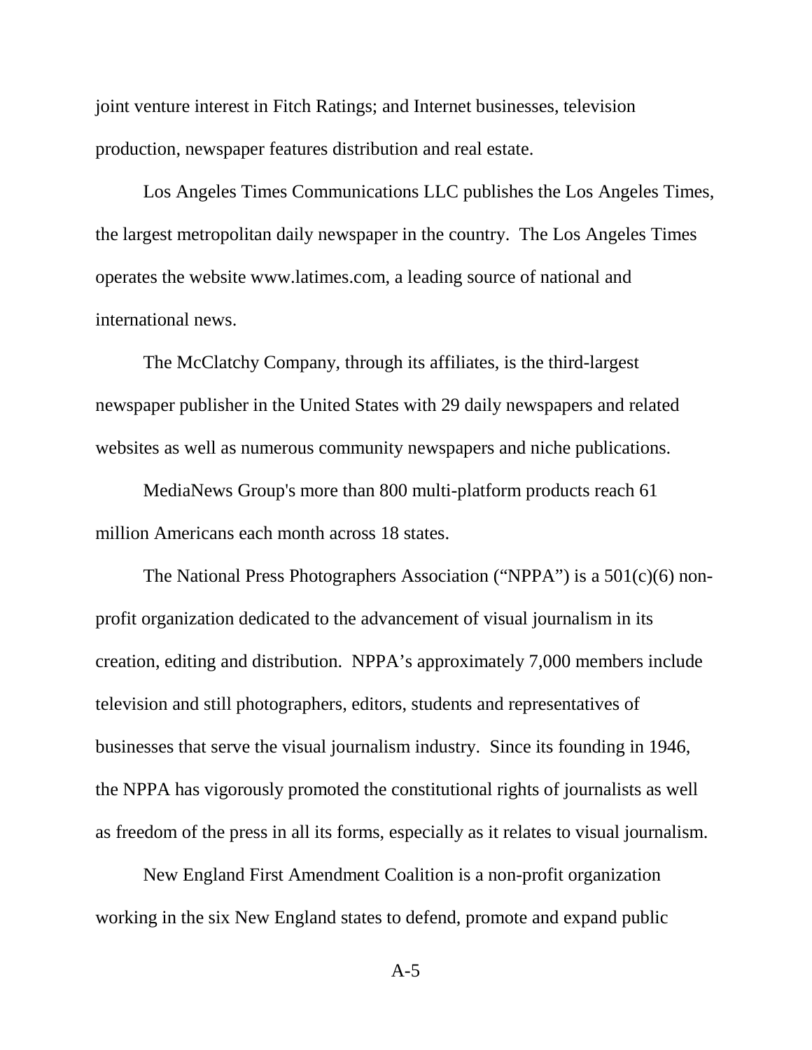joint venture interest in Fitch Ratings; and Internet businesses, television production, newspaper features distribution and real estate.

Los Angeles Times Communications LLC publishes the Los Angeles Times, the largest metropolitan daily newspaper in the country. The Los Angeles Times operates the website www.latimes.com, a leading source of national and international news.

The McClatchy Company, through its affiliates, is the third-largest newspaper publisher in the United States with 29 daily newspapers and related websites as well as numerous community newspapers and niche publications.

MediaNews Group's more than 800 multi-platform products reach 61 million Americans each month across 18 states.

The National Press Photographers Association ("NPPA") is a 501(c)(6) non-profit organization dedicated to the advancement of visual journalism in its creation, editing and distribution. NPPA's approximately 7,000 members include television and still photographers, editors, students and representatives of businesses that serve the visual journalism industry. Since its founding in 1946, the NPPA has vigorously promoted the constitutional rights of journalists as well as freedom of the press in all its forms, especially as it relates to visual journalism.

New England First Amendment Coalition is a non-profit organization working in the six New England states to defend, promote and expand public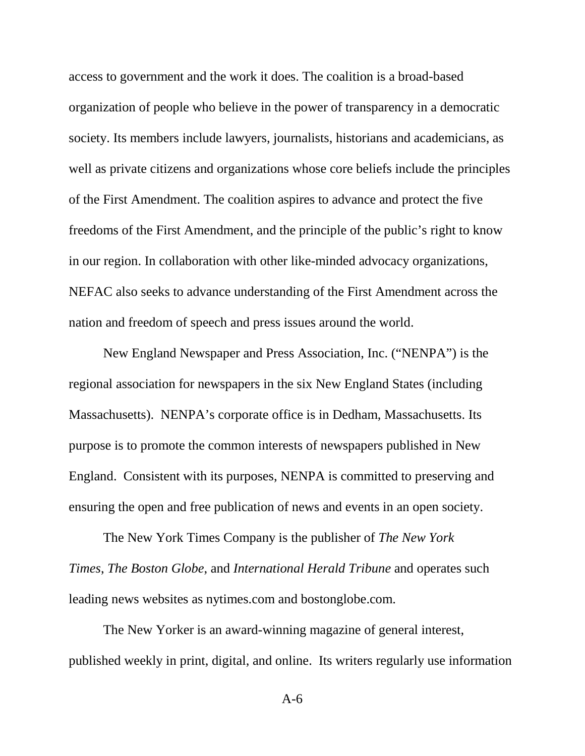access to government and the work it does. The coalition is a broad-based organization of people who believe in the power of transparency in a democratic society. Its members include lawyers, journalists, historians and academicians, as well as private citizens and organizations whose core beliefs include the principles of the First Amendment. The coalition aspires to advance and protect the five freedoms of the First Amendment, and the principle of the public's right to know in our region. In collaboration with other like-minded advocacy organizations, NEFAC also seeks to advance understanding of the First Amendment across the nation and freedom of speech and press issues around the world.

New England Newspaper and Press Association, Inc. ("NENPA") is the regional association for newspapers in the six New England States (including Massachusetts). NENPA's corporate office is in Dedham, Massachusetts. Its purpose is to promote the common interests of newspapers published in New England. Consistent with its purposes, NENPA is committed to preserving and ensuring the open and free publication of news and events in an open society.

The New York Times Company is the publisher of *The New York Times*, *The Boston Globe*, and *International Herald Tribune* and operates such leading news websites as nytimes.com and bostonglobe.com.

The New Yorker is an award-winning magazine of general interest, published weekly in print, digital, and online. Its writers regularly use information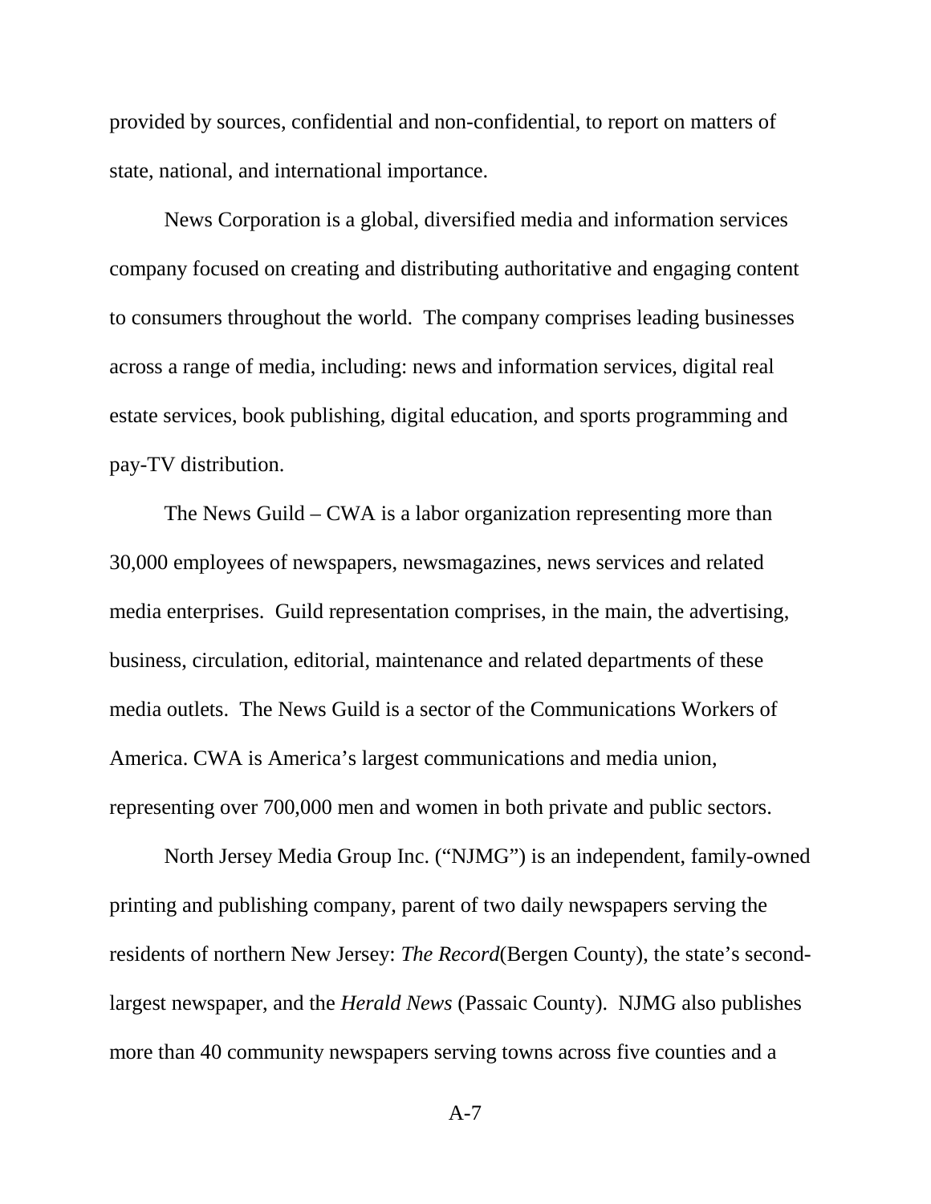provided by sources, confidential and non-confidential, to report on matters of state, national, and international importance.

News Corporation is a global, diversified media and information services company focused on creating and distributing authoritative and engaging content to consumers throughout the world. The company comprises leading businesses across a range of media, including: news and information services, digital real estate services, book publishing, digital education, and sports programming and pay-TV distribution.

The News Guild – CWA is a labor organization representing more than 30,000 employees of newspapers, newsmagazines, news services and related media enterprises. Guild representation comprises, in the main, the advertising, business, circulation, editorial, maintenance and related departments of these media outlets. The News Guild is a sector of the Communications Workers of America. CWA is America's largest communications and media union, representing over 700,000 men and women in both private and public sectors.

North Jersey Media Group Inc. ("NJMG") is an independent, family-owned printing and publishing company, parent of two daily newspapers serving the residents of northern New Jersey: *The Record*(Bergen County), the state's second-largest newspaper, and the *Herald News* (Passaic County). NJMG also publishes more than 40 community newspapers serving towns across five counties and a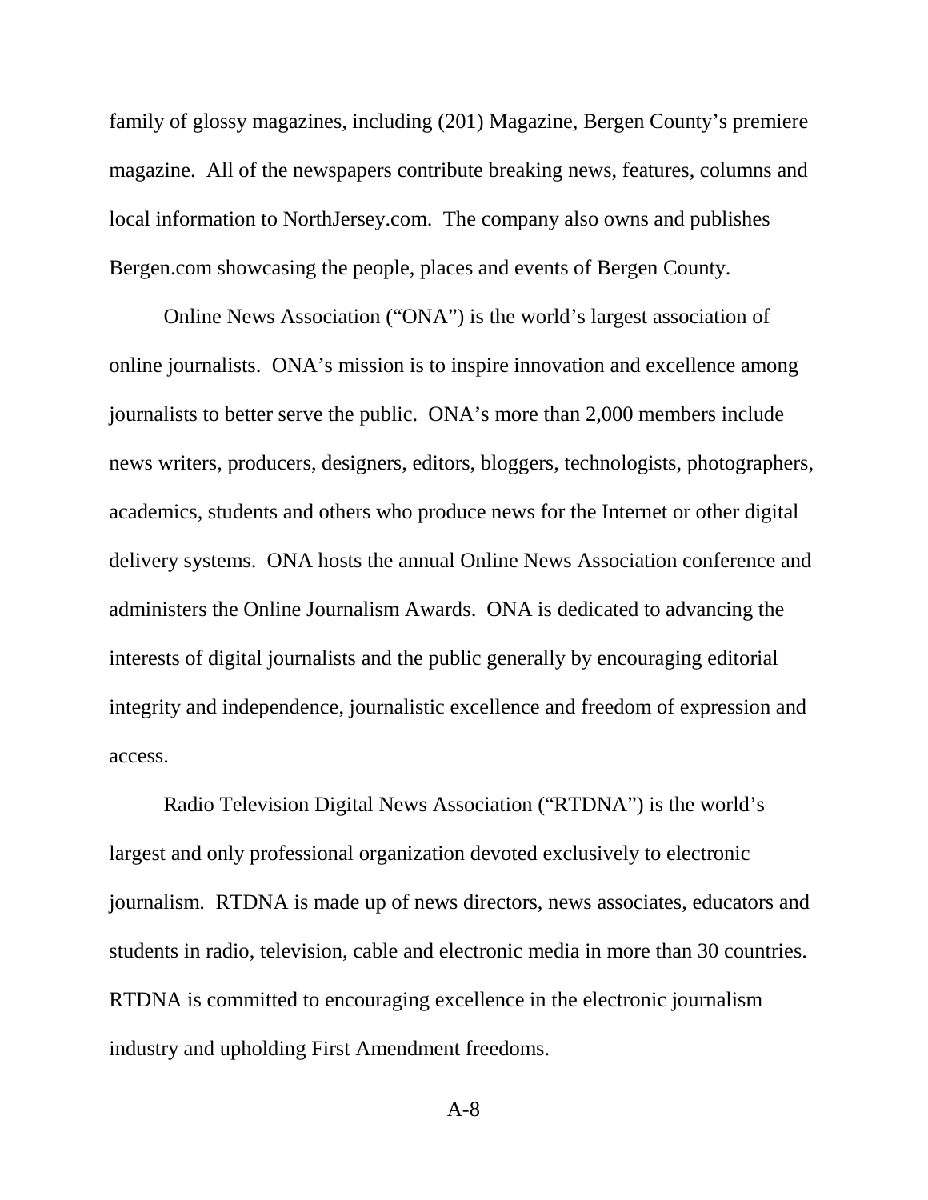family of glossy magazines, including (201) Magazine, Bergen County's premiere magazine. All of the newspapers contribute breaking news, features, columns and local information to NorthJersey.com. The company also owns and publishes Bergen.com showcasing the people, places and events of Bergen County.

Online News Association ("ONA") is the world's largest association of online journalists. ONA's mission is to inspire innovation and excellence among journalists to better serve the public. ONA's more than 2,000 members include news writers, producers, designers, editors, bloggers, technologists, photographers, academics, students and others who produce news for the Internet or other digital delivery systems. ONA hosts the annual Online News Association conference and administers the Online Journalism Awards. ONA is dedicated to advancing the interests of digital journalists and the public generally by encouraging editorial integrity and independence, journalistic excellence and freedom of expression and access.

Radio Television Digital News Association ("RTDNA") is the world's largest and only professional organization devoted exclusively to electronic journalism. RTDNA is made up of news directors, news associates, educators and students in radio, television, cable and electronic media in more than 30 countries. RTDNA is committed to encouraging excellence in the electronic journalism industry and upholding First Amendment freedoms.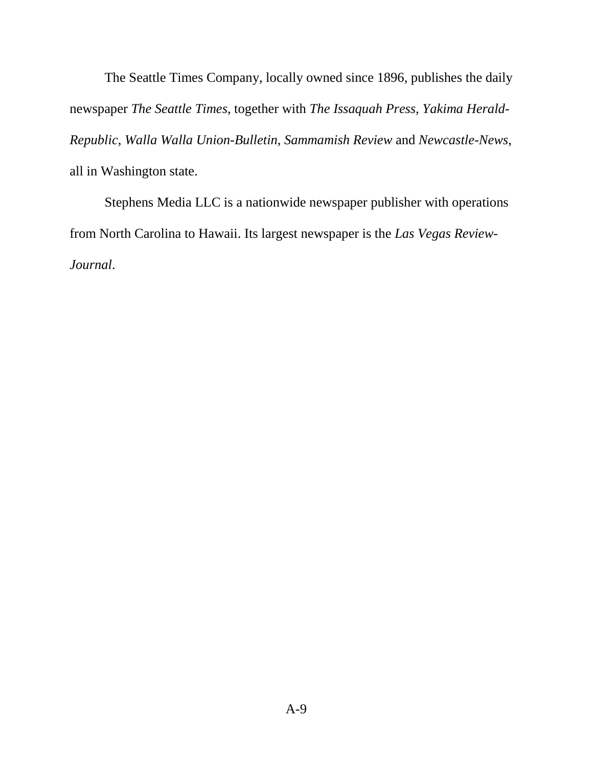The Seattle Times Company, locally owned since 1896, publishes the daily newspaper *The Seattle Times*, together with *The Issaquah Press*, *Yakima Herald-Republic*, *Walla Walla Union-Bulletin*, *Sammamish Review* and *Newcastle-News*, all in Washington state.

Stephens Media LLC is a nationwide newspaper publisher with operations from North Carolina to Hawaii. Its largest newspaper is the *Las Vegas Review-Journal*.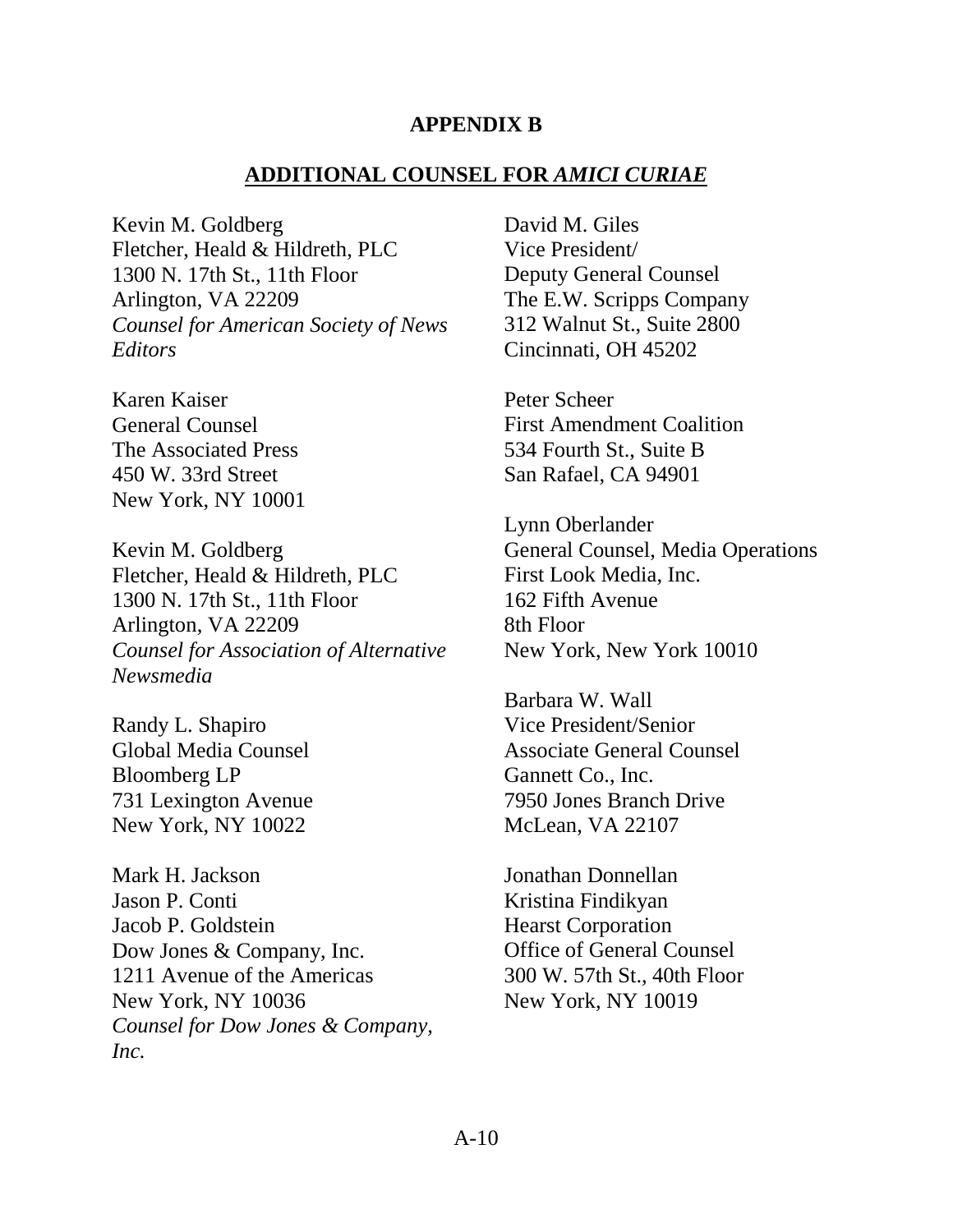## APPENDIX B

## ADDITIONAL COUNSEL FOR *AMICI CURIAE*

Kevin M. Goldberg
Fletcher, Heald & Hildreth, PLC
1300 N. 17th St., 11th Floor
Arlington, VA 22209
*Counsel for American Society of News Editors*

Karen Kaiser
General Counsel
The Associated Press
450 W. 33rd Street
New York, NY 10001

Kevin M. Goldberg
Fletcher, Heald & Hildreth, PLC
1300 N. 17th St., 11th Floor
Arlington, VA 22209
*Counsel for Association of Alternative Newsmedia*

Randy L. Shapiro
Global Media Counsel
Bloomberg LP
731 Lexington Avenue
New York, NY 10022

Mark H. Jackson
Jason P. Conti
Jacob P. Goldstein
Dow Jones & Company, Inc.
1211 Avenue of the Americas
New York, NY 10036
*Counsel for Dow Jones & Company, Inc.*

David M. Giles
Vice President/
Deputy General Counsel
The E.W. Scripps Company
312 Walnut St., Suite 2800
Cincinnati, OH 45202

Peter Scheer
First Amendment Coalition
534 Fourth St., Suite B
San Rafael, CA 94901

Lynn Oberlander
General Counsel, Media Operations
First Look Media, Inc.
162 Fifth Avenue
8th Floor
New York, New York 10010

Barbara W. Wall
Vice President/Senior
Associate General Counsel
Gannett Co., Inc.
7950 Jones Branch Drive
McLean, VA 22107

Jonathan Donnellan
Kristina Findikyan
Hearst Corporation
Office of General Counsel
300 W. 57th St., 40th Floor
New York, NY 10019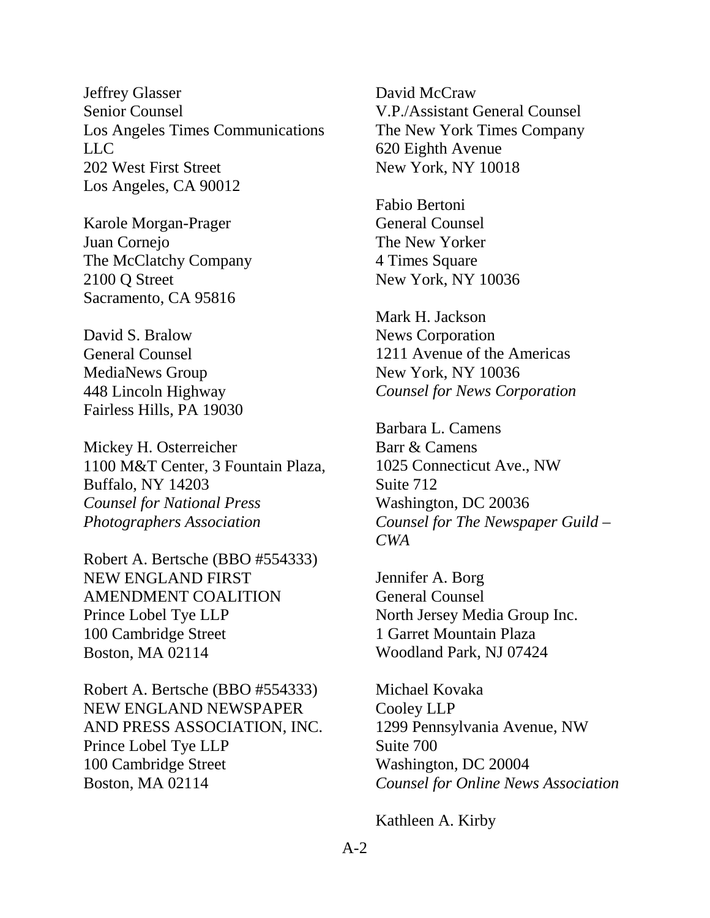Jeffrey Glasser
Senior Counsel
Los Angeles Times Communications LLC
202 West First Street
Los Angeles, CA 90012

Karole Morgan-Prager
Juan Cornejo
The McClatchy Company
2100 Q Street
Sacramento, CA 95816

David S. Bralow
General Counsel
MediaNews Group
448 Lincoln Highway
Fairless Hills, PA 19030

Mickey H. Osterreicher
1100 M&T Center, 3 Fountain Plaza,
Buffalo, NY 14203
*Counsel for National Press Photographers Association*

Robert A. Bertsche (BBO #554333)
NEW ENGLAND FIRST AMENDMENT COALITION
Prince Lobel Tye LLP
100 Cambridge Street
Boston, MA 02114

Robert A. Bertsche (BBO #554333)
NEW ENGLAND NEWSPAPER AND PRESS ASSOCIATION, INC.
Prince Lobel Tye LLP
100 Cambridge Street
Boston, MA 02114

David McCraw
V.P./Assistant General Counsel
The New York Times Company
620 Eighth Avenue
New York, NY 10018

Fabio Bertoni
General Counsel
The New Yorker
4 Times Square
New York, NY 10036

Mark H. Jackson
News Corporation
1211 Avenue of the Americas
New York, NY 10036
*Counsel for News Corporation*

Barbara L. Camens
Barr & Camens
1025 Connecticut Ave., NW
Suite 712
Washington, DC 20036
*Counsel for The Newspaper Guild – CWA*

Jennifer A. Borg
General Counsel
North Jersey Media Group Inc.
1 Garret Mountain Plaza
Woodland Park, NJ 07424

Michael Kovaka
Cooley LLP
1299 Pennsylvania Avenue, NW
Suite 700
Washington, DC 20004
*Counsel for Online News Association*

Kathleen A. Kirby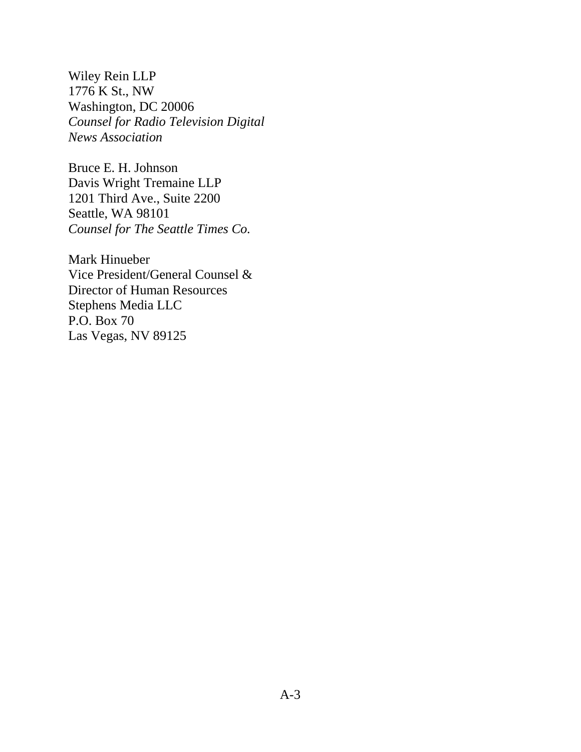Wiley Rein LLP
1776 K St., NW
Washington, DC 20006
*Counsel for Radio Television Digital News Association*

Bruce E. H. Johnson
Davis Wright Tremaine LLP
1201 Third Ave., Suite 2200
Seattle, WA 98101
*Counsel for The Seattle Times Co.*

Mark Hinueber
Vice President/General Counsel & Director of Human Resources
Stephens Media LLC
P.O. Box 70
Las Vegas, NV 89125